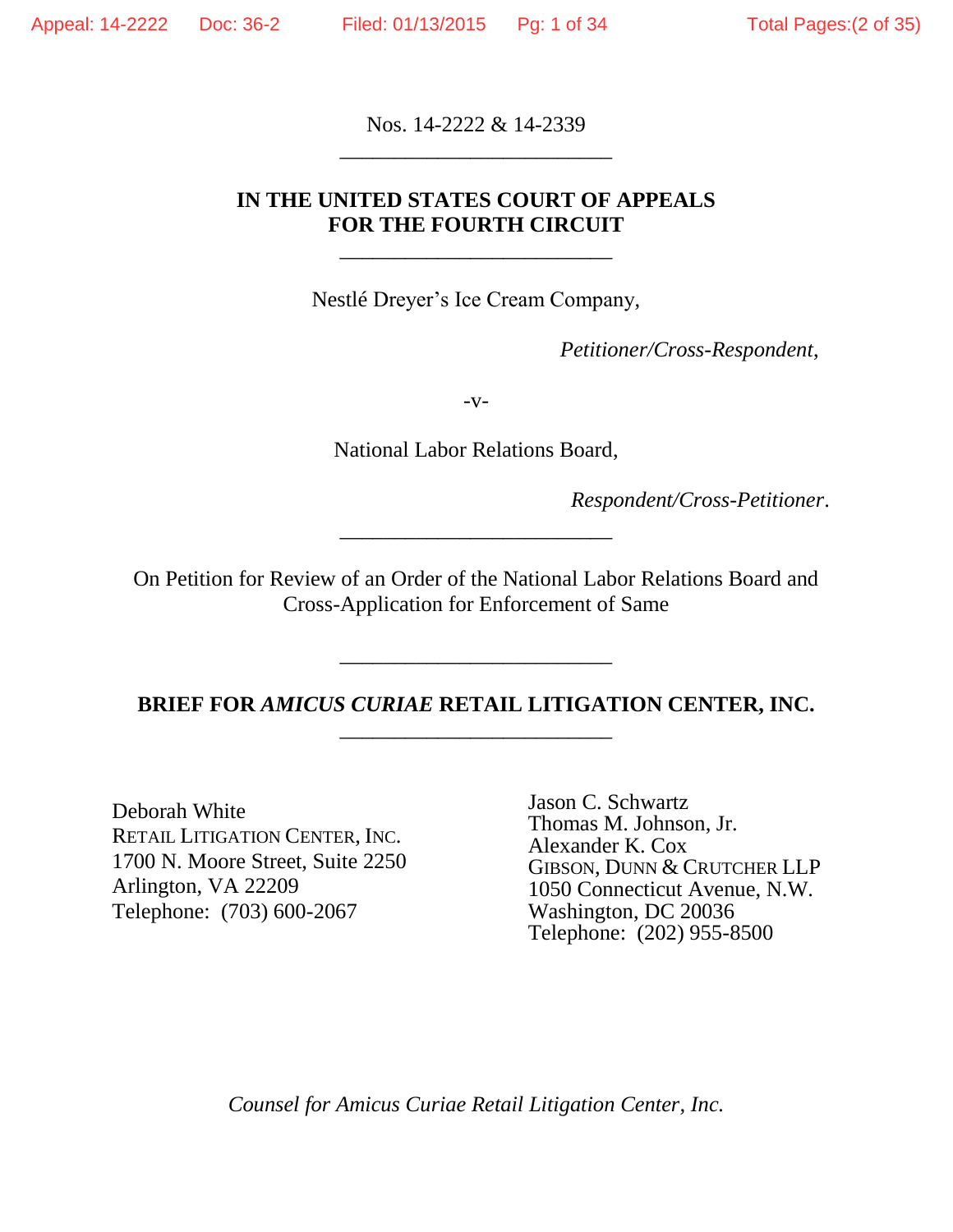Nos. 14-2222 & 14-2339

---

**IN THE UNITED STATES COURT OF APPEALS FOR THE FOURTH CIRCUIT**

---

Nestlé Dreyer's Ice Cream Company,

*Petitioner/Cross-Respondent*,

-v-

National Labor Relations Board,

*Respondent/Cross-Petitioner*.

---

On Petition for Review of an Order of the National Labor Relations Board and Cross-Application for Enforcement of Same

---

**BRIEF FOR *AMICUS CURIAE* RETAIL LITIGATION CENTER, INC.**

---

Deborah White
RETAIL LITIGATION CENTER, INC.
1700 N. Moore Street, Suite 2250
Arlington, VA 22209
Telephone: (703) 600-2067

Jason C. Schwartz
Thomas M. Johnson, Jr.
Alexander K. Cox
GIBSON, DUNN & CRUTCHER LLP
1050 Connecticut Avenue, N.W.
Washington, DC 20036
Telephone: (202) 955-8500

*Counsel for Amicus Curiae Retail Litigation Center, Inc.*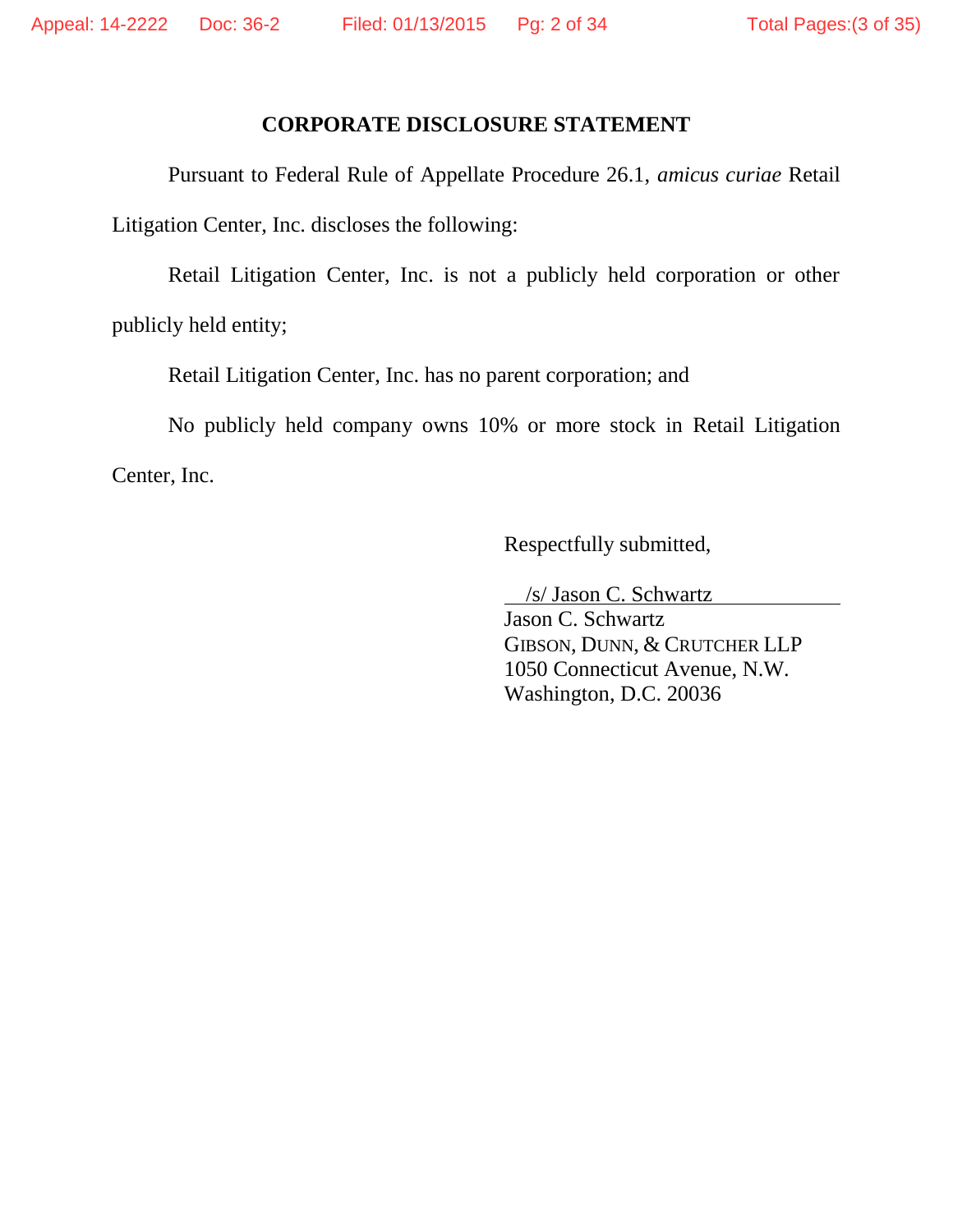## CORPORATE DISCLOSURE STATEMENT

Pursuant to Federal Rule of Appellate Procedure 26.1, *amicus curiae* Retail Litigation Center, Inc. discloses the following:

Retail Litigation Center, Inc. is not a publicly held corporation or other publicly held entity;

Retail Litigation Center, Inc. has no parent corporation; and

No publicly held company owns 10% or more stock in Retail Litigation Center, Inc.

Respectfully submitted,

/s/ Jason C. Schwartz
Jason C. Schwartz
GIBSON, DUNN, & CRUTCHER LLP
1050 Connecticut Avenue, N.W.
Washington, D.C. 20036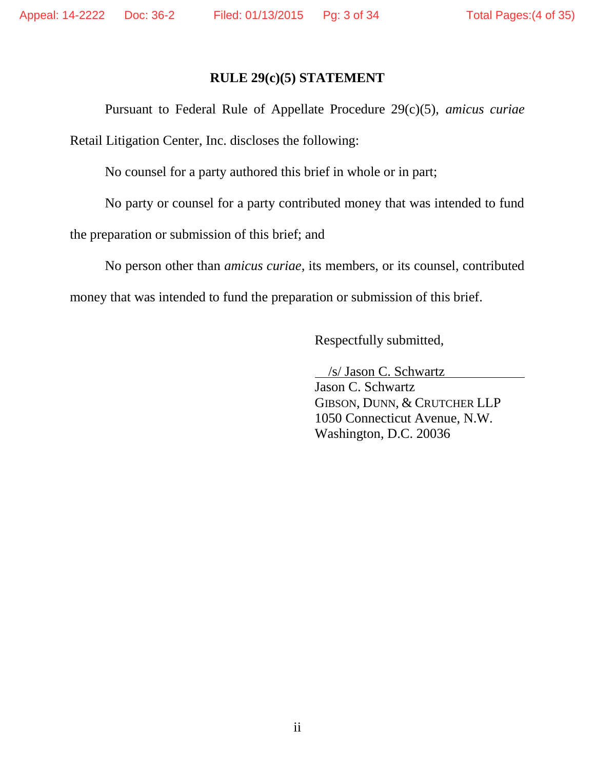**RULE 29(c)(5) STATEMENT**

Pursuant to Federal Rule of Appellate Procedure 29(c)(5), *amicus curiae* Retail Litigation Center, Inc. discloses the following:

No counsel for a party authored this brief in whole or in part;

No party or counsel for a party contributed money that was intended to fund the preparation or submission of this brief; and

No person other than *amicus curiae*, its members, or its counsel, contributed money that was intended to fund the preparation or submission of this brief.

Respectfully submitted,

/s/ Jason C. Schwartz
Jason C. Schwartz
GIBSON, DUNN, & CRUTCHER LLP
1050 Connecticut Avenue, N.W.
Washington, D.C. 20036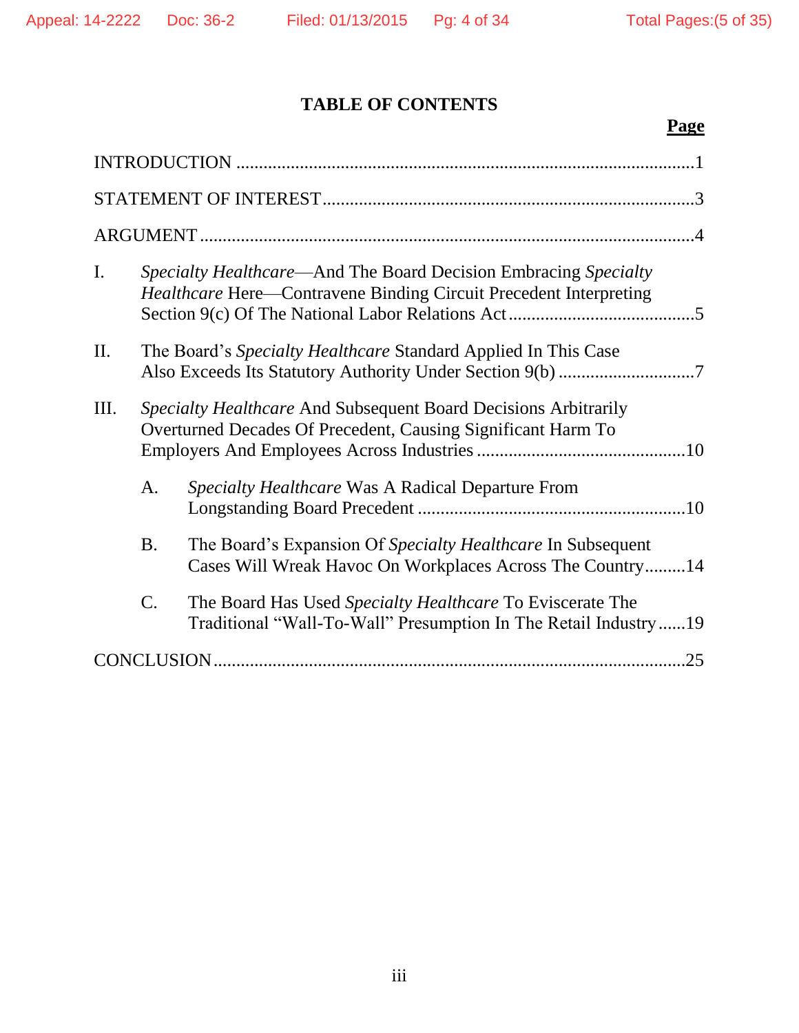# TABLE OF CONTENTS

**Page**

INTRODUCTION .......... 1

STATEMENT OF INTEREST .......... 3

ARGUMENT .......... 4

I. *Specialty Healthcare*—And The Board Decision Embracing *Specialty Healthcare* Here—Contravene Binding Circuit Precedent Interpreting Section 9(c) Of The National Labor Relations Act .......... 5

II. The Board's *Specialty Healthcare* Standard Applied In This Case Also Exceeds Its Statutory Authority Under Section 9(b) .......... 7

III. *Specialty Healthcare* And Subsequent Board Decisions Arbitrarily Overturned Decades Of Precedent, Causing Significant Harm To Employers And Employees Across Industries .......... 10

A. *Specialty Healthcare* Was A Radical Departure From Longstanding Board Precedent .......... 10

B. The Board's Expansion Of *Specialty Healthcare* In Subsequent Cases Will Wreak Havoc On Workplaces Across The Country .......... 14

C. The Board Has Used *Specialty Healthcare* To Eviscerate The Traditional "Wall-To-Wall" Presumption In The Retail Industry .......... 19

CONCLUSION .......... 25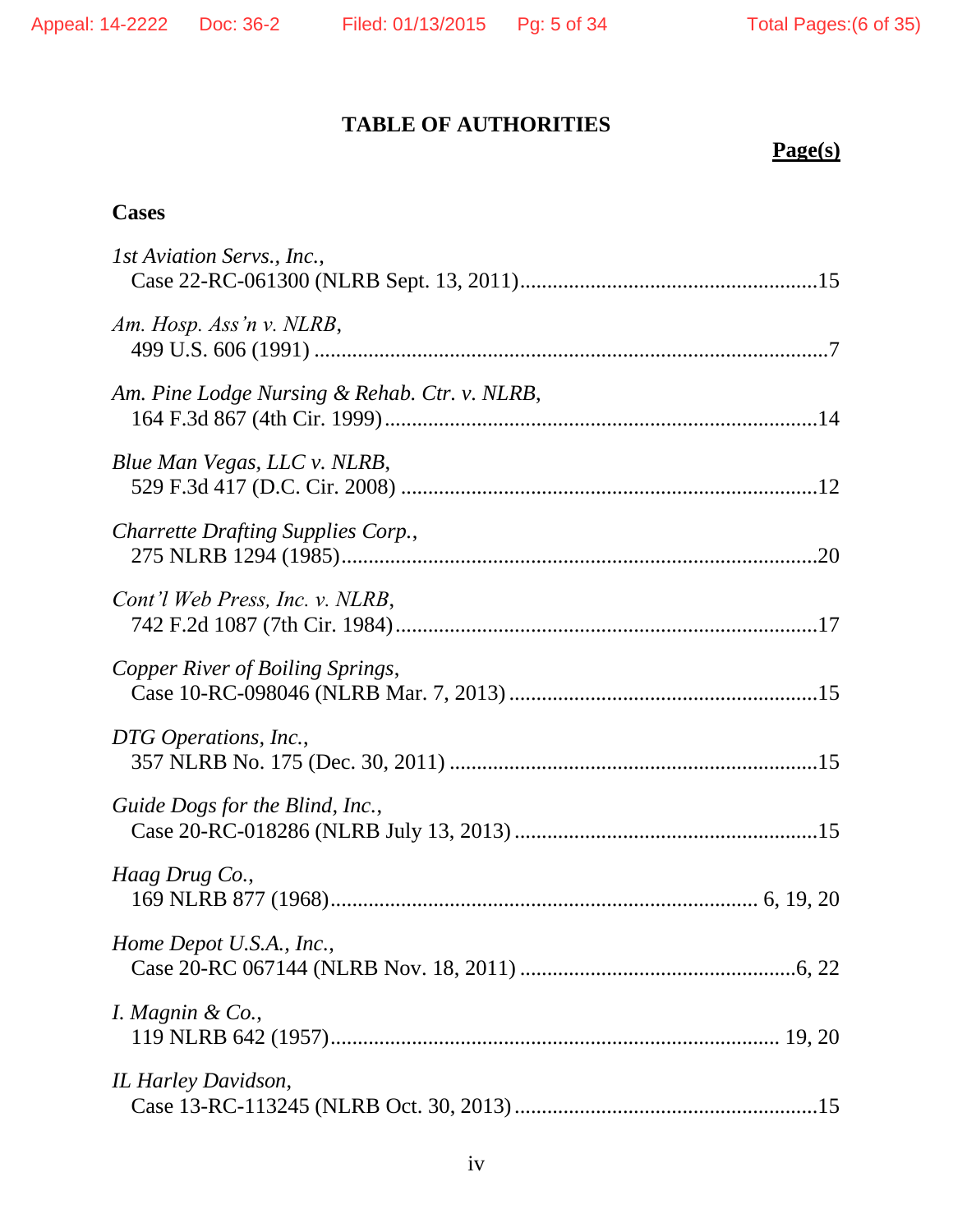# TABLE OF AUTHORITIES

**Page(s)**

## Cases

*1st Aviation Servs., Inc.*,
Case 22-RC-061300 (NLRB Sept. 13, 2011) .......................................................15

*Am. Hosp. Ass'n v. NLRB*,
499 U.S. 606 (1991) ..............................................................................................7

*Am. Pine Lodge Nursing & Rehab. Ctr. v. NLRB*,
164 F.3d 867 (4th Cir. 1999) ................................................................................14

*Blue Man Vegas, LLC v. NLRB*,
529 F.3d 417 (D.C. Cir. 2008) ..............................................................................12

*Charrette Drafting Supplies Corp.*,
275 NLRB 1294 (1985) ........................................................................................20

*Cont'l Web Press, Inc. v. NLRB*,
742 F.2d 1087 (7th Cir. 1984) ..............................................................................17

*Copper River of Boiling Springs*,
Case 10-RC-098046 (NLRB Mar. 7, 2013) .........................................................15

*DTG Operations, Inc.*,
357 NLRB No. 175 (Dec. 30, 2011) ....................................................................15

*Guide Dogs for the Blind, Inc.*,
Case 20-RC-018286 (NLRB July 13, 2013) ........................................................15

*Haag Drug Co.*,
169 NLRB 877 (1968) .............................................................................. 6, 19, 20

*Home Depot U.S.A., Inc.*,
Case 20-RC 067144 (NLRB Nov. 18, 2011) ...................................................6, 22

*I. Magnin & Co.*,
119 NLRB 642 (1957) .................................................................................. 19, 20

*IL Harley Davidson*,
Case 13-RC-113245 (NLRB Oct. 30, 2013) ........................................................15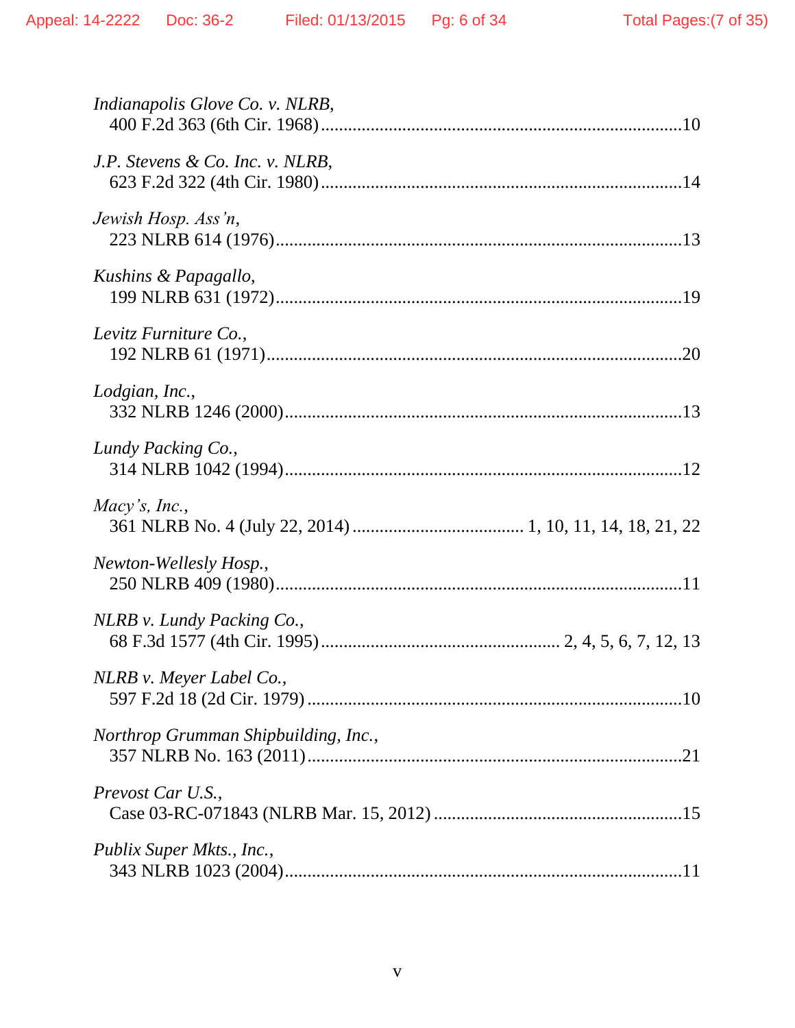*Indianapolis Glove Co. v. NLRB*,
400 F.2d 363 (6th Cir. 1968) ....................................................................................10

*J.P. Stevens & Co. Inc. v. NLRB*,
623 F.2d 322 (4th Cir. 1980) ....................................................................................14

*Jewish Hosp. Ass'n*,
223 NLRB 614 (1976) ..............................................................................................13

*Kushins & Papagallo*,
199 NLRB 631 (1972) ..............................................................................................19

*Levitz Furniture Co.*,
192 NLRB 61 (1971) ................................................................................................20

*Lodgian, Inc.*,
332 NLRB 1246 (2000) ............................................................................................13

*Lundy Packing Co.*,
314 NLRB 1042 (1994) ............................................................................................12

*Macy's, Inc.*,
361 NLRB No. 4 (July 22, 2014) ..................................... 1, 10, 11, 14, 18, 21, 22

*Newton-Wellesly Hosp.*,
250 NLRB 409 (1980) ..............................................................................................11

*NLRB v. Lundy Packing Co.*,
68 F.3d 1577 (4th Cir. 1995) ................................................ 2, 4, 5, 6, 7, 12, 13

*NLRB v. Meyer Label Co.*,
597 F.2d 18 (2d Cir. 1979) .......................................................................................10

*Northrop Grumman Shipbuilding, Inc.*,
357 NLRB No. 163 (2011) .......................................................................................21

*Prevost Car U.S.*,
Case 03-RC-071843 (NLRB Mar. 15, 2012) ............................................................15

*Publix Super Mkts., Inc.*,
343 NLRB 1023 (2004) ............................................................................................11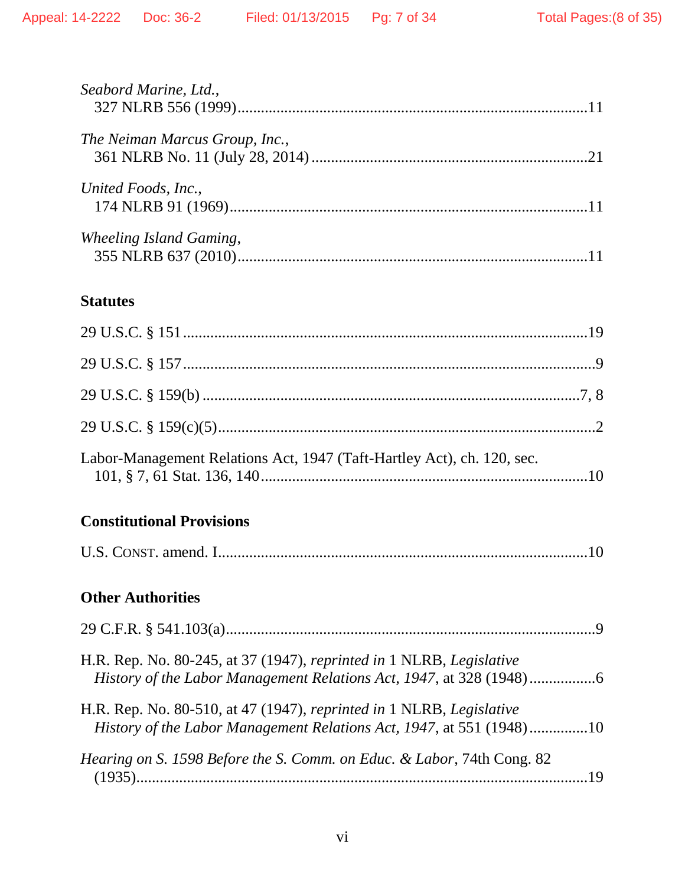*Seabord Marine, Ltd.*,
327 NLRB 556 (1999)........................................................................................11

*The Neiman Marcus Group, Inc.*,
361 NLRB No. 11 (July 28, 2014) .....................................................................21

*United Foods, Inc.*,
174 NLRB 91 (1969)..........................................................................................11

*Wheeling Island Gaming*,
355 NLRB 637 (2010)........................................................................................11

**Statutes**

29 U.S.C. § 151 .......................................................................................................19

29 U.S.C. § 157 .........................................................................................................9

29 U.S.C. § 159(b) ...............................................................................................7, 8

29 U.S.C. § 159(c)(5)................................................................................................2

Labor-Management Relations Act, 1947 (Taft-Hartley Act), ch. 120, sec. 101, § 7, 61 Stat. 136, 140....................................................................................10

**Constitutional Provisions**

U.S. CONST. amend. I.............................................................................................10

**Other Authorities**

29 C.F.R. § 541.103(a)..............................................................................................9

H.R. Rep. No. 80-245, at 37 (1947), *reprinted in* 1 NLRB, *Legislative History of the Labor Management Relations Act, 1947*, at 328 (1948) ................6

H.R. Rep. No. 80-510, at 47 (1947), *reprinted in* 1 NLRB, *Legislative History of the Labor Management Relations Act, 1947*, at 551 (1948) ..............10

*Hearing on S. 1598 Before the S. Comm. on Educ. & Labor*, 74th Cong. 82 (1935)......................................................................................................................19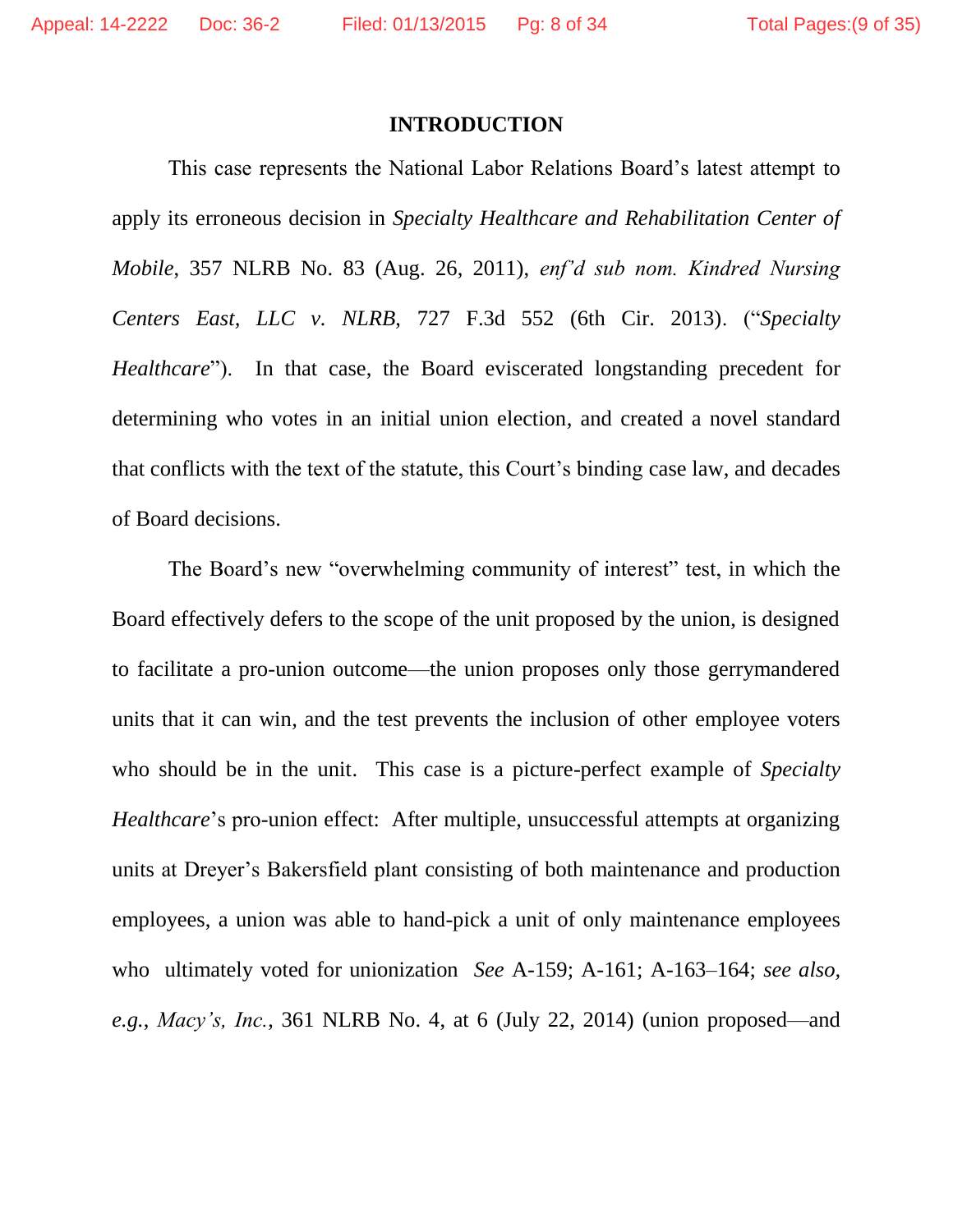## INTRODUCTION

This case represents the National Labor Relations Board's latest attempt to apply its erroneous decision in *Specialty Healthcare and Rehabilitation Center of Mobile*, 357 NLRB No. 83 (Aug. 26, 2011), *enf'd sub nom. Kindred Nursing Centers East, LLC v. NLRB*, 727 F.3d 552 (6th Cir. 2013). ("*Specialty Healthcare*"). In that case, the Board eviscerated longstanding precedent for determining who votes in an initial union election, and created a novel standard that conflicts with the text of the statute, this Court's binding case law, and decades of Board decisions.

The Board's new "overwhelming community of interest" test, in which the Board effectively defers to the scope of the unit proposed by the union, is designed to facilitate a pro-union outcome—the union proposes only those gerrymandered units that it can win, and the test prevents the inclusion of other employee voters who should be in the unit. This case is a picture-perfect example of *Specialty Healthcare*'s pro-union effect: After multiple, unsuccessful attempts at organizing units at Dreyer's Bakersfield plant consisting of both maintenance and production employees, a union was able to hand-pick a unit of only maintenance employees who ultimately voted for unionization *See* A-159; A-161; A-163–164; *see also, e.g.*, *Macy's, Inc.*, 361 NLRB No. 4, at 6 (July 22, 2014) (union proposed—and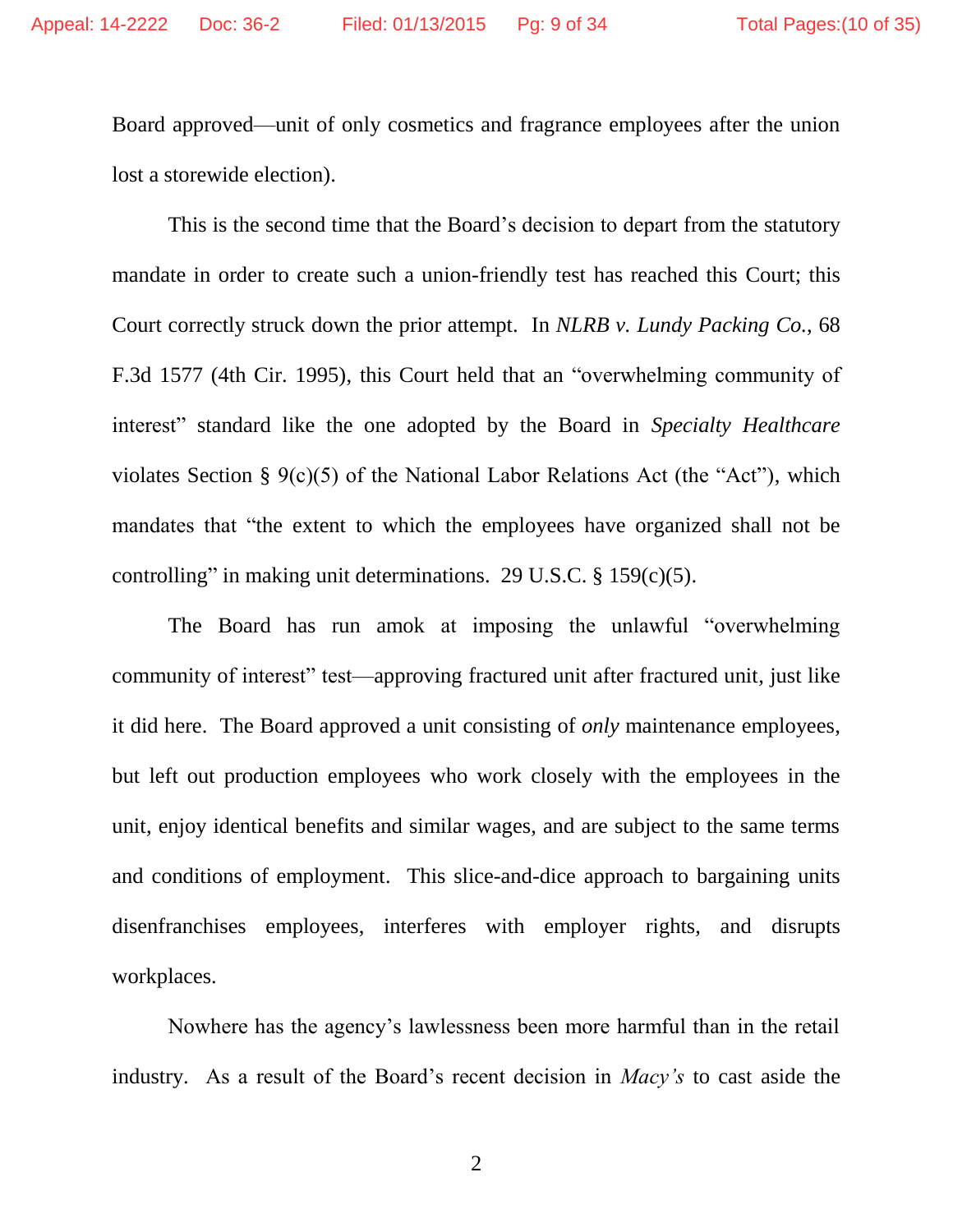Board approved—unit of only cosmetics and fragrance employees after the union lost a storewide election).

This is the second time that the Board's decision to depart from the statutory mandate in order to create such a union-friendly test has reached this Court; this Court correctly struck down the prior attempt. In *NLRB v. Lundy Packing Co.*, 68 F.3d 1577 (4th Cir. 1995), this Court held that an "overwhelming community of interest" standard like the one adopted by the Board in *Specialty Healthcare* violates Section § 9(c)(5) of the National Labor Relations Act (the "Act"), which mandates that "the extent to which the employees have organized shall not be controlling" in making unit determinations. 29 U.S.C. § 159(c)(5).

The Board has run amok at imposing the unlawful "overwhelming community of interest" test—approving fractured unit after fractured unit, just like it did here. The Board approved a unit consisting of *only* maintenance employees, but left out production employees who work closely with the employees in the unit, enjoy identical benefits and similar wages, and are subject to the same terms and conditions of employment. This slice-and-dice approach to bargaining units disenfranchises employees, interferes with employer rights, and disrupts workplaces.

Nowhere has the agency's lawlessness been more harmful than in the retail industry. As a result of the Board's recent decision in *Macy's* to cast aside the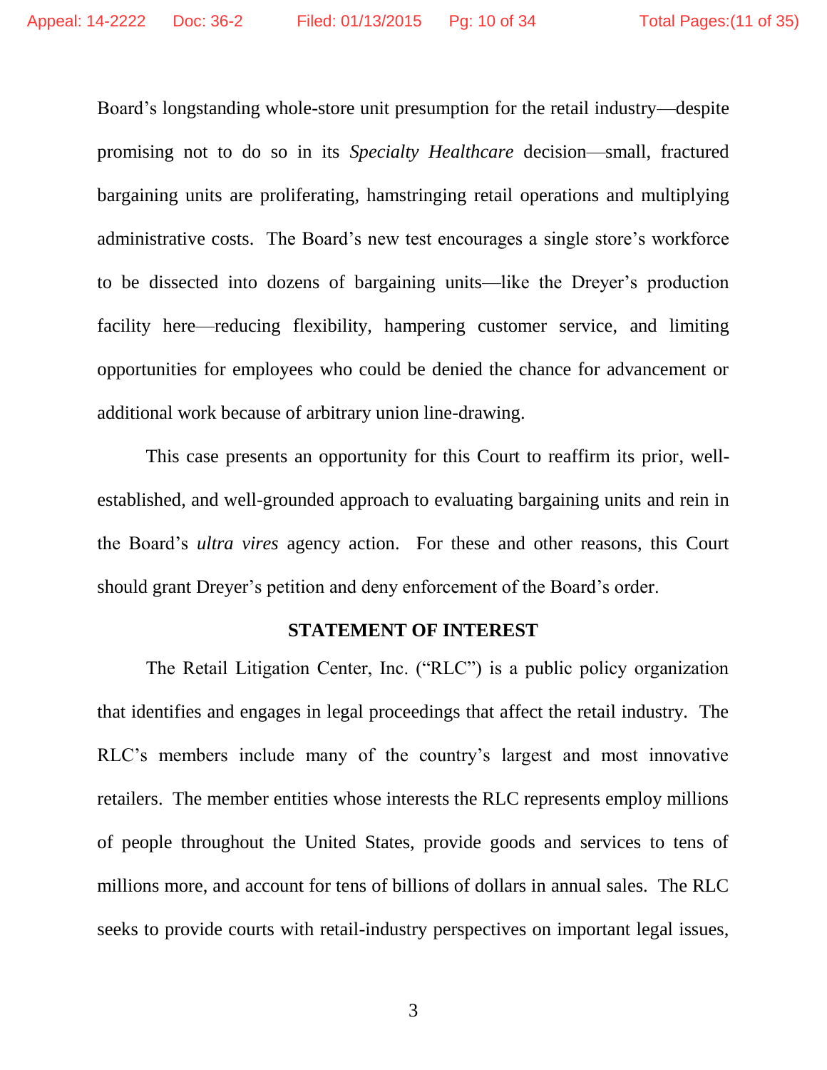Board's longstanding whole-store unit presumption for the retail industry—despite promising not to do so in its *Specialty Healthcare* decision—small, fractured bargaining units are proliferating, hamstringing retail operations and multiplying administrative costs. The Board's new test encourages a single store's workforce to be dissected into dozens of bargaining units—like the Dreyer's production facility here—reducing flexibility, hampering customer service, and limiting opportunities for employees who could be denied the chance for advancement or additional work because of arbitrary union line-drawing.

This case presents an opportunity for this Court to reaffirm its prior, well-established, and well-grounded approach to evaluating bargaining units and rein in the Board's *ultra vires* agency action. For these and other reasons, this Court should grant Dreyer's petition and deny enforcement of the Board's order.

## STATEMENT OF INTEREST

The Retail Litigation Center, Inc. ("RLC") is a public policy organization that identifies and engages in legal proceedings that affect the retail industry. The RLC's members include many of the country's largest and most innovative retailers. The member entities whose interests the RLC represents employ millions of people throughout the United States, provide goods and services to tens of millions more, and account for tens of billions of dollars in annual sales. The RLC seeks to provide courts with retail-industry perspectives on important legal issues,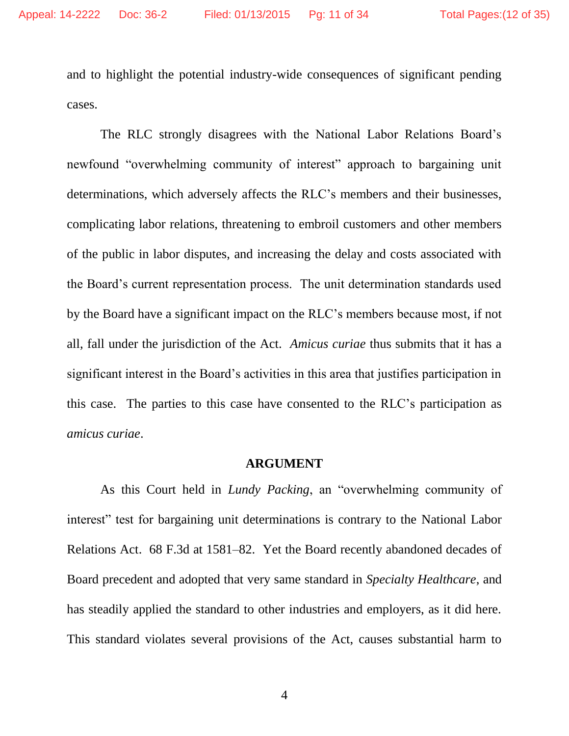and to highlight the potential industry-wide consequences of significant pending cases.

The RLC strongly disagrees with the National Labor Relations Board's newfound "overwhelming community of interest" approach to bargaining unit determinations, which adversely affects the RLC's members and their businesses, complicating labor relations, threatening to embroil customers and other members of the public in labor disputes, and increasing the delay and costs associated with the Board's current representation process. The unit determination standards used by the Board have a significant impact on the RLC's members because most, if not all, fall under the jurisdiction of the Act. *Amicus curiae* thus submits that it has a significant interest in the Board's activities in this area that justifies participation in this case. The parties to this case have consented to the RLC's participation as *amicus curiae*.

## ARGUMENT

As this Court held in *Lundy Packing*, an "overwhelming community of interest" test for bargaining unit determinations is contrary to the National Labor Relations Act. 68 F.3d at 1581–82. Yet the Board recently abandoned decades of Board precedent and adopted that very same standard in *Specialty Healthcare*, and has steadily applied the standard to other industries and employers, as it did here. This standard violates several provisions of the Act, causes substantial harm to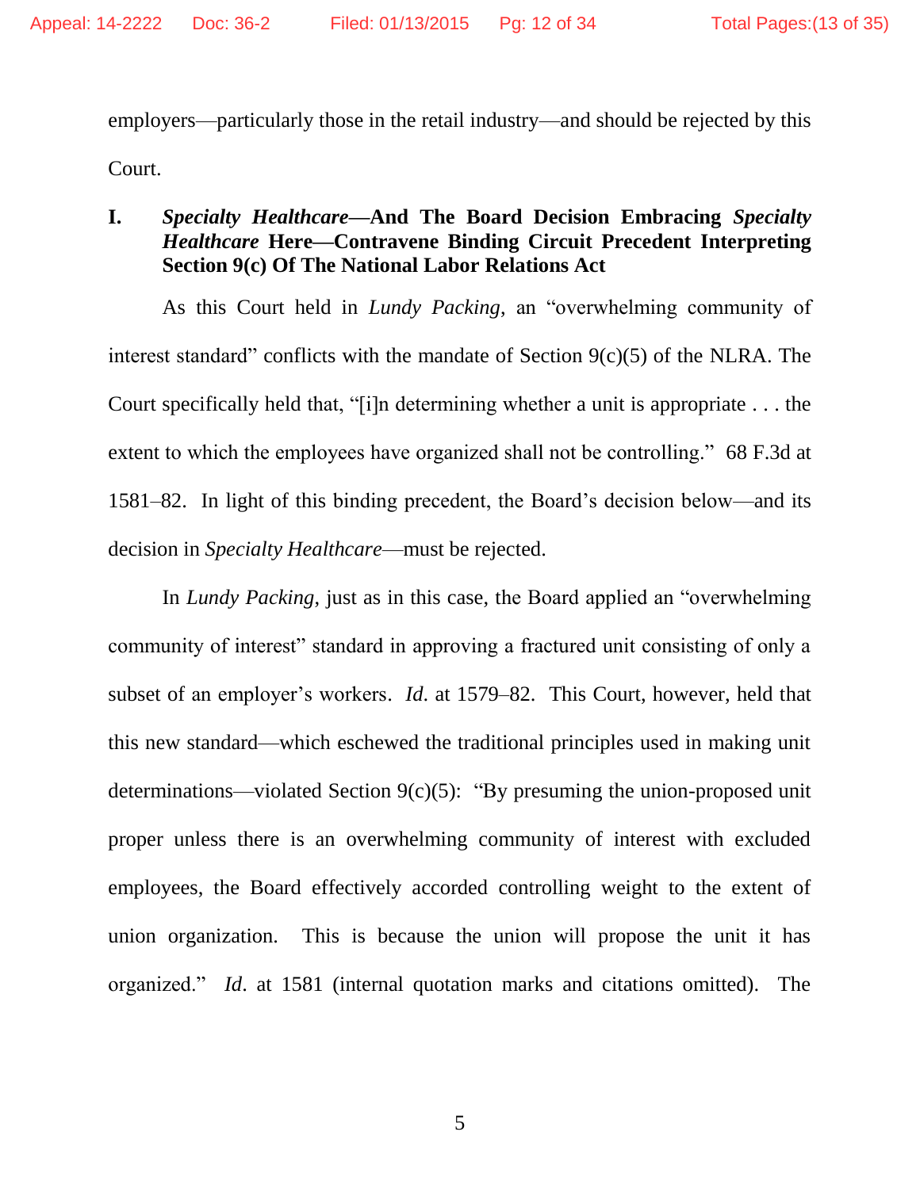employers—particularly those in the retail industry—and should be rejected by this Court.

## I. *Specialty Healthcare*—And The Board Decision Embracing *Specialty Healthcare* Here—Contravene Binding Circuit Precedent Interpreting Section 9(c) Of The National Labor Relations Act

As this Court held in *Lundy Packing*, an "overwhelming community of interest standard" conflicts with the mandate of Section 9(c)(5) of the NLRA. The Court specifically held that, "[i]n determining whether a unit is appropriate . . . the extent to which the employees have organized shall not be controlling." 68 F.3d at 1581–82. In light of this binding precedent, the Board's decision below—and its decision in *Specialty Healthcare*—must be rejected.

In *Lundy Packing*, just as in this case, the Board applied an "overwhelming community of interest" standard in approving a fractured unit consisting of only a subset of an employer's workers. *Id*. at 1579–82. This Court, however, held that this new standard—which eschewed the traditional principles used in making unit determinations—violated Section 9(c)(5): "By presuming the union-proposed unit proper unless there is an overwhelming community of interest with excluded employees, the Board effectively accorded controlling weight to the extent of union organization. This is because the union will propose the unit it has organized." *Id*. at 1581 (internal quotation marks and citations omitted). The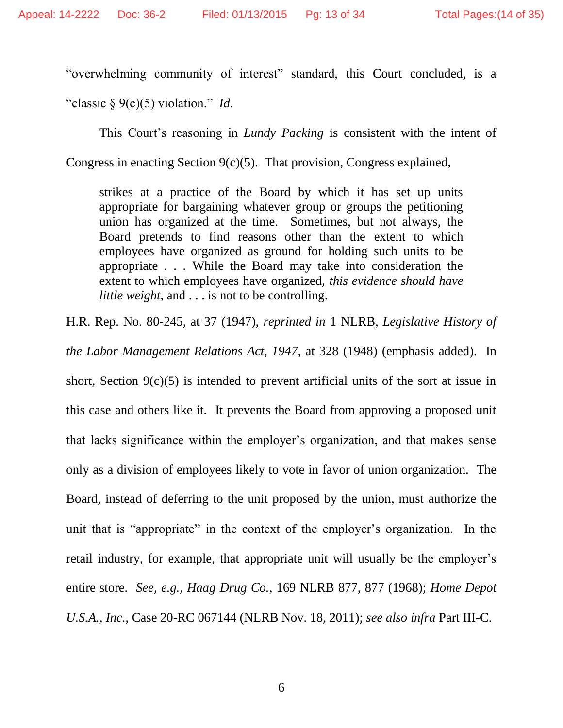"overwhelming community of interest" standard, this Court concluded, is a "classic § 9(c)(5) violation." *Id.*

This Court's reasoning in *Lundy Packing* is consistent with the intent of Congress in enacting Section 9(c)(5). That provision, Congress explained,

> strikes at a practice of the Board by which it has set up units appropriate for bargaining whatever group or groups the petitioning union has organized at the time. Sometimes, but not always, the Board pretends to find reasons other than the extent to which employees have organized as ground for holding such units to be appropriate . . . While the Board may take into consideration the extent to which employees have organized, *this evidence should have little weight*, and . . . is not to be controlling.

H.R. Rep. No. 80-245, at 37 (1947), *reprinted in* 1 NLRB, *Legislative History of the Labor Management Relations Act, 1947*, at 328 (1948) (emphasis added). In short, Section 9(c)(5) is intended to prevent artificial units of the sort at issue in this case and others like it. It prevents the Board from approving a proposed unit that lacks significance within the employer's organization, and that makes sense only as a division of employees likely to vote in favor of union organization. The Board, instead of deferring to the unit proposed by the union, must authorize the unit that is "appropriate" in the context of the employer's organization. In the retail industry, for example, that appropriate unit will usually be the employer's entire store. *See, e.g., Haag Drug Co.*, 169 NLRB 877, 877 (1968); *Home Depot U.S.A., Inc.*, Case 20-RC 067144 (NLRB Nov. 18, 2011); *see also infra* Part III-C.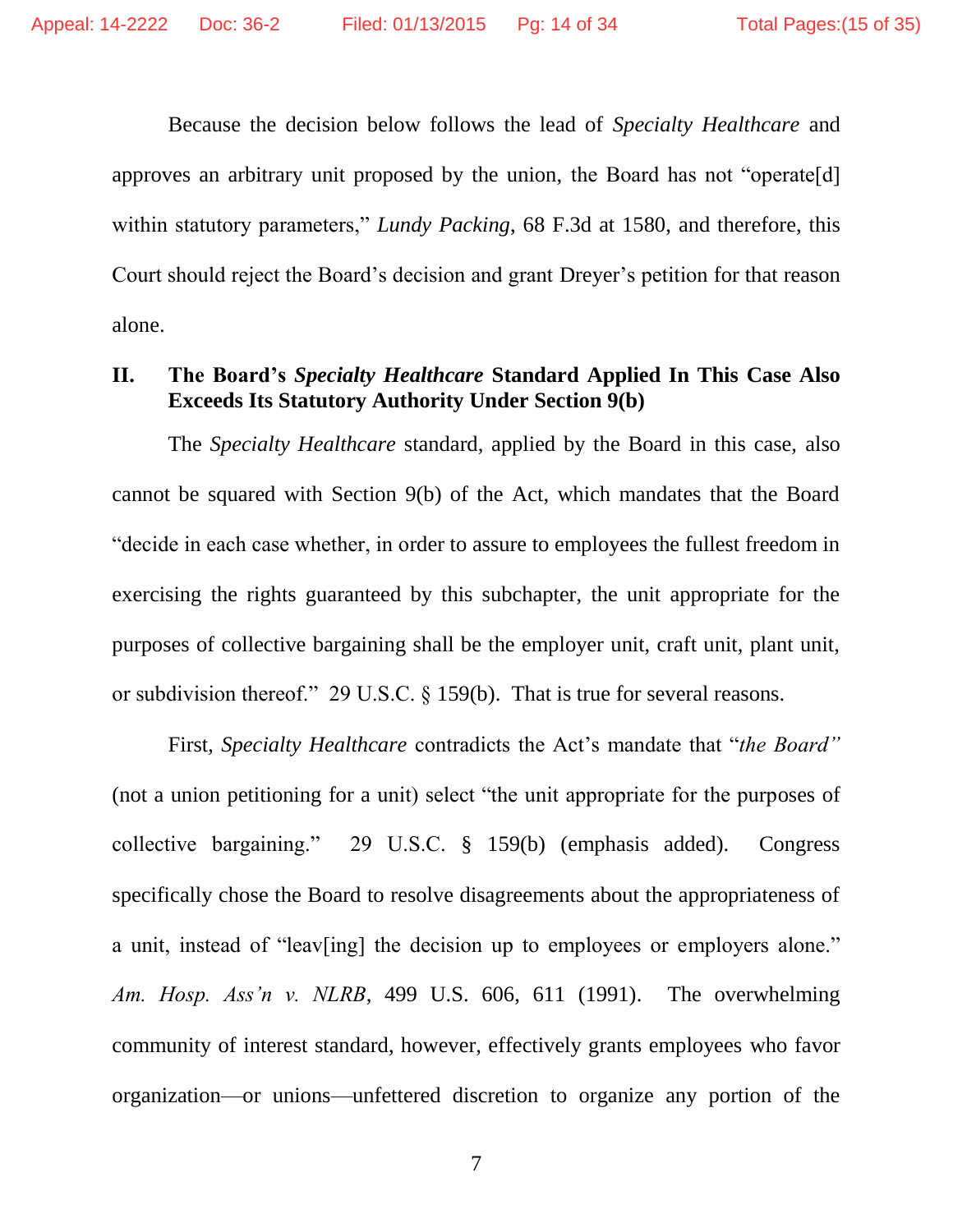Because the decision below follows the lead of *Specialty Healthcare* and approves an arbitrary unit proposed by the union, the Board has not "operate[d] within statutory parameters," *Lundy Packing*, 68 F.3d at 1580, and therefore, this Court should reject the Board's decision and grant Dreyer's petition for that reason alone.

## II. The Board's *Specialty Healthcare* Standard Applied In This Case Also Exceeds Its Statutory Authority Under Section 9(b)

The *Specialty Healthcare* standard, applied by the Board in this case, also cannot be squared with Section 9(b) of the Act, which mandates that the Board "decide in each case whether, in order to assure to employees the fullest freedom in exercising the rights guaranteed by this subchapter, the unit appropriate for the purposes of collective bargaining shall be the employer unit, craft unit, plant unit, or subdivision thereof." 29 U.S.C. § 159(b). That is true for several reasons.

First, *Specialty Healthcare* contradicts the Act's mandate that "*the Board*" (not a union petitioning for a unit) select "the unit appropriate for the purposes of collective bargaining." 29 U.S.C. § 159(b) (emphasis added). Congress specifically chose the Board to resolve disagreements about the appropriateness of a unit, instead of "leav[ing] the decision up to employees or employers alone." *Am. Hosp. Ass'n v. NLRB*, 499 U.S. 606, 611 (1991). The overwhelming community of interest standard, however, effectively grants employees who favor organization—or unions—unfettered discretion to organize any portion of the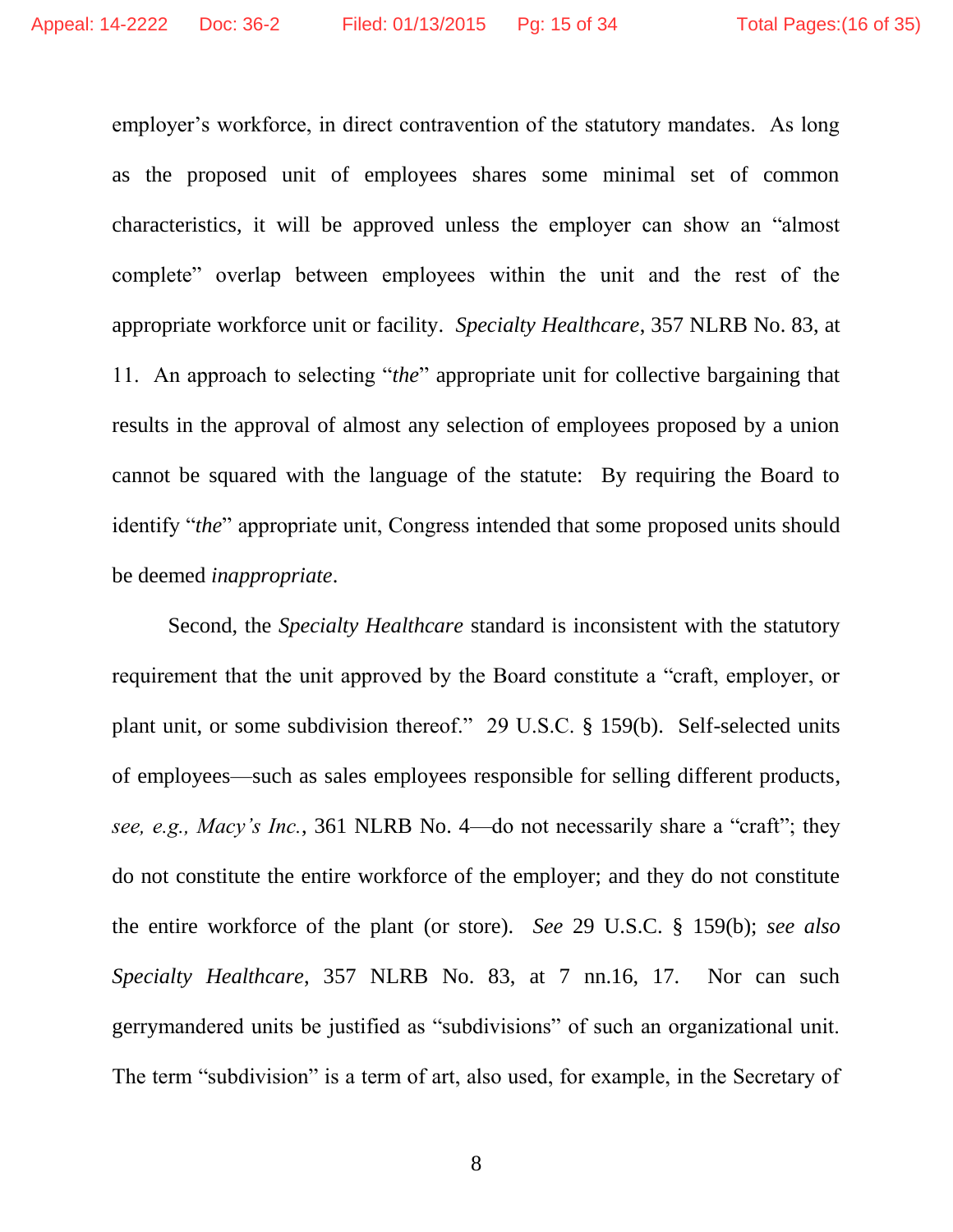employer's workforce, in direct contravention of the statutory mandates. As long as the proposed unit of employees shares some minimal set of common characteristics, it will be approved unless the employer can show an "almost complete" overlap between employees within the unit and the rest of the appropriate workforce unit or facility. *Specialty Healthcare*, 357 NLRB No. 83, at 11. An approach to selecting "*the*" appropriate unit for collective bargaining that results in the approval of almost any selection of employees proposed by a union cannot be squared with the language of the statute: By requiring the Board to identify "*the*" appropriate unit, Congress intended that some proposed units should be deemed *inappropriate*.

Second, the *Specialty Healthcare* standard is inconsistent with the statutory requirement that the unit approved by the Board constitute a "craft, employer, or plant unit, or some subdivision thereof." 29 U.S.C. § 159(b). Self-selected units of employees—such as sales employees responsible for selling different products, *see, e.g., Macy's Inc.*, 361 NLRB No. 4—do not necessarily share a "craft"; they do not constitute the entire workforce of the employer; and they do not constitute the entire workforce of the plant (or store). *See* 29 U.S.C. § 159(b); *see also* *Specialty Healthcare*, 357 NLRB No. 83, at 7 nn.16, 17. Nor can such gerrymandered units be justified as "subdivisions" of such an organizational unit. The term "subdivision" is a term of art, also used, for example, in the Secretary of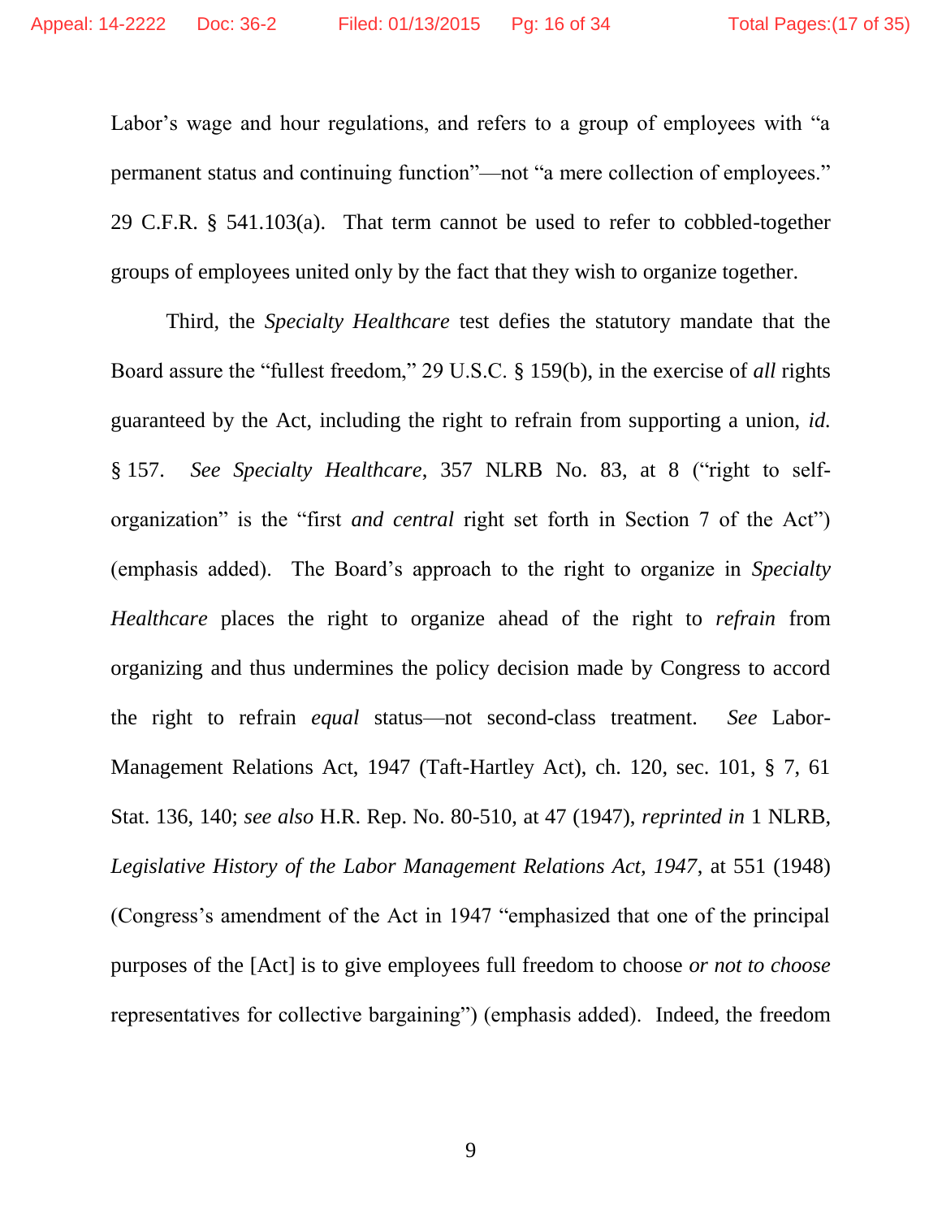Labor's wage and hour regulations, and refers to a group of employees with "a permanent status and continuing function"—not "a mere collection of employees." 29 C.F.R. § 541.103(a). That term cannot be used to refer to cobbled-together groups of employees united only by the fact that they wish to organize together.

Third, the *Specialty Healthcare* test defies the statutory mandate that the Board assure the "fullest freedom," 29 U.S.C. § 159(b), in the exercise of *all* rights guaranteed by the Act, including the right to refrain from supporting a union, *id.* § 157. *See Specialty Healthcare*, 357 NLRB No. 83, at 8 ("right to self-organization" is the "first *and central* right set forth in Section 7 of the Act") (emphasis added). The Board's approach to the right to organize in *Specialty Healthcare* places the right to organize ahead of the right to *refrain* from organizing and thus undermines the policy decision made by Congress to accord the right to refrain *equal* status—not second-class treatment. *See* Labor-Management Relations Act, 1947 (Taft-Hartley Act), ch. 120, sec. 101, § 7, 61 Stat. 136, 140; *see also* H.R. Rep. No. 80-510, at 47 (1947), *reprinted in* 1 NLRB, *Legislative History of the Labor Management Relations Act, 1947*, at 551 (1948) (Congress's amendment of the Act in 1947 "emphasized that one of the principal purposes of the [Act] is to give employees full freedom to choose *or not to choose* representatives for collective bargaining") (emphasis added). Indeed, the freedom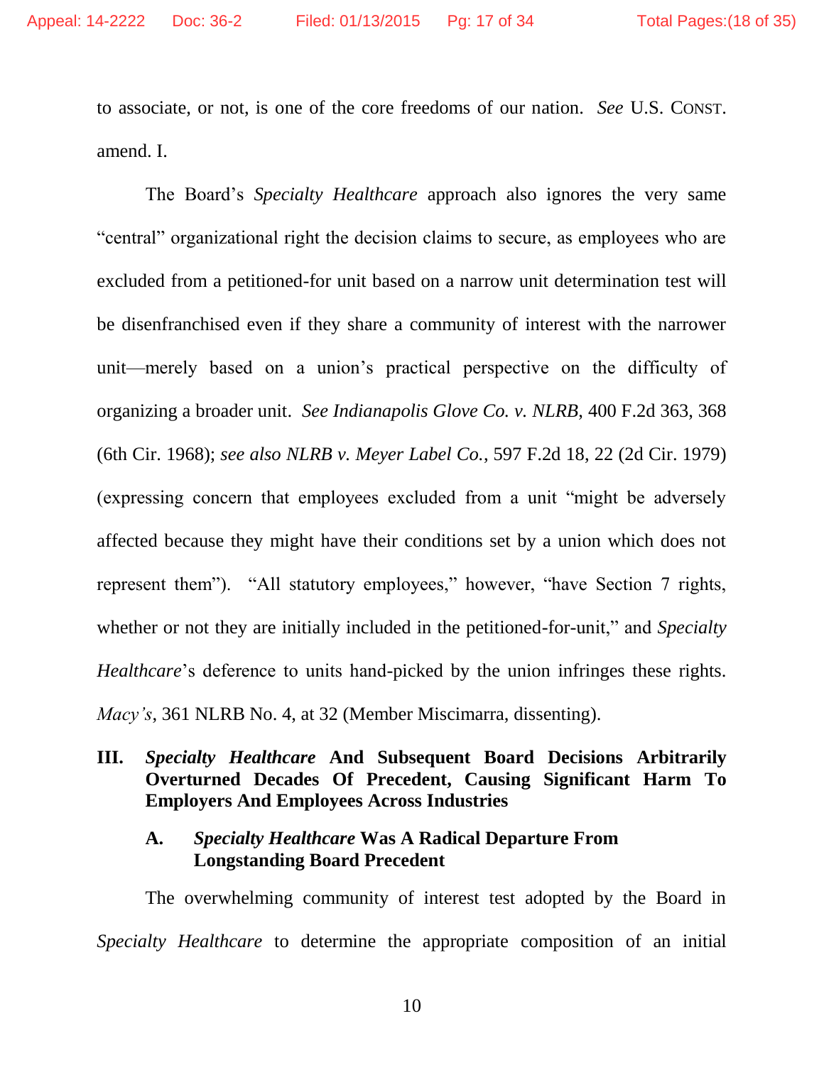to associate, or not, is one of the core freedoms of our nation. *See* U.S. CONST. amend. I.

The Board's *Specialty Healthcare* approach also ignores the very same "central" organizational right the decision claims to secure, as employees who are excluded from a petitioned-for unit based on a narrow unit determination test will be disenfranchised even if they share a community of interest with the narrower unit—merely based on a union's practical perspective on the difficulty of organizing a broader unit. *See Indianapolis Glove Co. v. NLRB*, 400 F.2d 363, 368 (6th Cir. 1968); *see also NLRB v. Meyer Label Co.*, 597 F.2d 18, 22 (2d Cir. 1979) (expressing concern that employees excluded from a unit "might be adversely affected because they might have their conditions set by a union which does not represent them"). "All statutory employees," however, "have Section 7 rights, whether or not they are initially included in the petitioned-for-unit," and *Specialty Healthcare*'s deference to units hand-picked by the union infringes these rights. *Macy's*, 361 NLRB No. 4, at 32 (Member Miscimarra, dissenting).

## III. *Specialty Healthcare* And Subsequent Board Decisions Arbitrarily Overturned Decades Of Precedent, Causing Significant Harm To Employers And Employees Across Industries

### A. *Specialty Healthcare* Was A Radical Departure From Longstanding Board Precedent

The overwhelming community of interest test adopted by the Board in *Specialty Healthcare* to determine the appropriate composition of an initial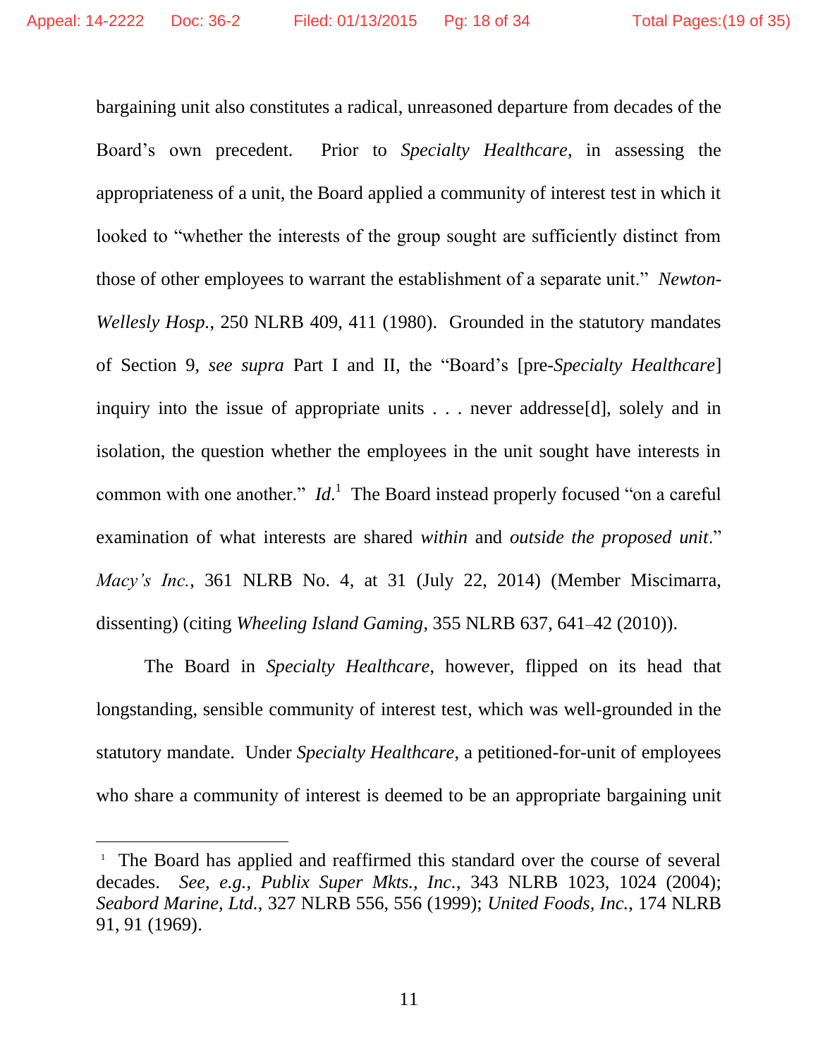bargaining unit also constitutes a radical, unreasoned departure from decades of the Board's own precedent. Prior to *Specialty Healthcare*, in assessing the appropriateness of a unit, the Board applied a community of interest test in which it looked to "whether the interests of the group sought are sufficiently distinct from those of other employees to warrant the establishment of a separate unit." *Newton-Wellesly Hosp.*, 250 NLRB 409, 411 (1980). Grounded in the statutory mandates of Section 9, *see supra* Part I and II, the "Board's [pre-*Specialty Healthcare*] inquiry into the issue of appropriate units . . . never addresse[d], solely and in isolation, the question whether the employees in the unit sought have interests in common with one another." *Id.*[1] The Board instead properly focused "on a careful examination of what interests are shared *within* and *outside the proposed unit*." *Macy's Inc.*, 361 NLRB No. 4, at 31 (July 22, 2014) (Member Miscimarra, dissenting) (citing *Wheeling Island Gaming*, 355 NLRB 637, 641–42 (2010)).

The Board in *Specialty Healthcare*, however, flipped on its head that longstanding, sensible community of interest test, which was well-grounded in the statutory mandate. Under *Specialty Healthcare*, a petitioned-for-unit of employees who share a community of interest is deemed to be an appropriate bargaining unit

---

[1] The Board has applied and reaffirmed this standard over the course of several decades. *See, e.g.*, *Publix Super Mkts., Inc.*, 343 NLRB 1023, 1024 (2004); *Seabord Marine, Ltd.*, 327 NLRB 556, 556 (1999); *United Foods, Inc.*, 174 NLRB 91, 91 (1969).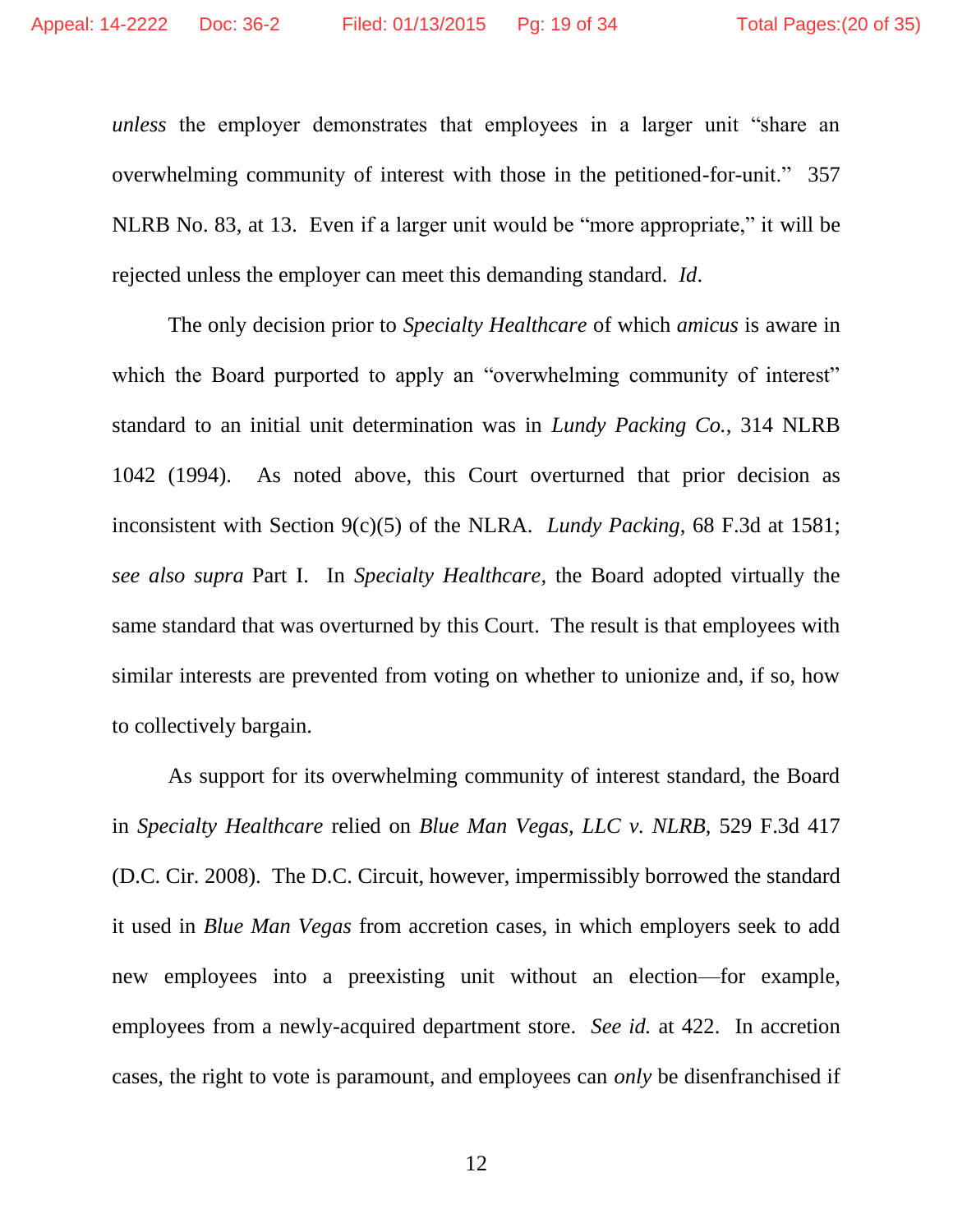*unless* the employer demonstrates that employees in a larger unit "share an overwhelming community of interest with those in the petitioned-for-unit." 357 NLRB No. 83, at 13. Even if a larger unit would be "more appropriate," it will be rejected unless the employer can meet this demanding standard. *Id*.

The only decision prior to *Specialty Healthcare* of which *amicus* is aware in which the Board purported to apply an "overwhelming community of interest" standard to an initial unit determination was in *Lundy Packing Co.*, 314 NLRB 1042 (1994). As noted above, this Court overturned that prior decision as inconsistent with Section 9(c)(5) of the NLRA. *Lundy Packing*, 68 F.3d at 1581; *see also supra* Part I. In *Specialty Healthcare*, the Board adopted virtually the same standard that was overturned by this Court. The result is that employees with similar interests are prevented from voting on whether to unionize and, if so, how to collectively bargain.

As support for its overwhelming community of interest standard, the Board in *Specialty Healthcare* relied on *Blue Man Vegas, LLC v. NLRB*, 529 F.3d 417 (D.C. Cir. 2008). The D.C. Circuit, however, impermissibly borrowed the standard it used in *Blue Man Vegas* from accretion cases, in which employers seek to add new employees into a preexisting unit without an election—for example, employees from a newly-acquired department store. *See id.* at 422. In accretion cases, the right to vote is paramount, and employees can *only* be disenfranchised if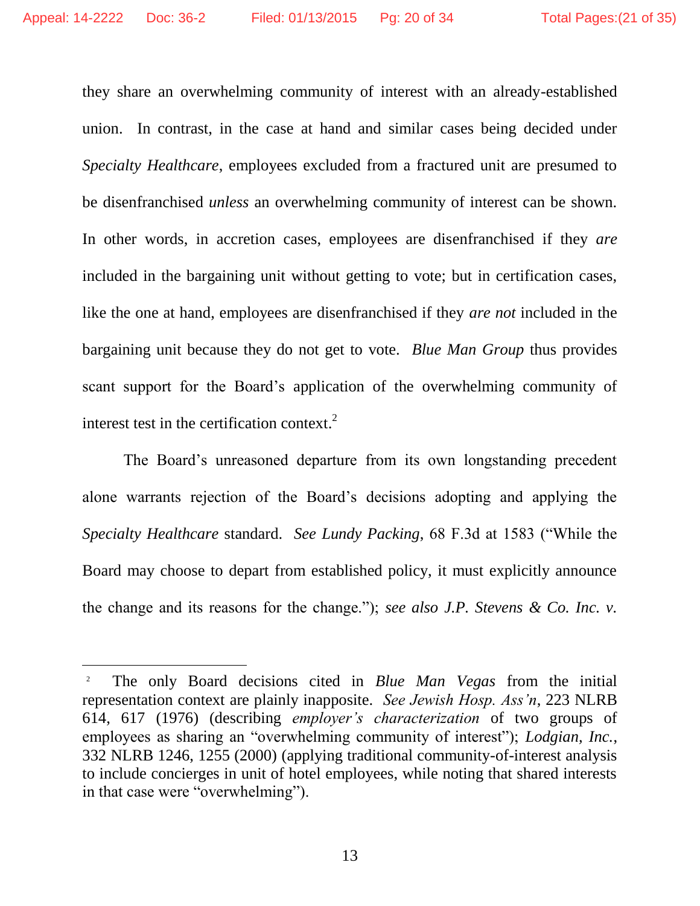they share an overwhelming community of interest with an already-established union. In contrast, in the case at hand and similar cases being decided under *Specialty Healthcare*, employees excluded from a fractured unit are presumed to be disenfranchised *unless* an overwhelming community of interest can be shown. In other words, in accretion cases, employees are disenfranchised if they *are* included in the bargaining unit without getting to vote; but in certification cases, like the one at hand, employees are disenfranchised if they *are not* included in the bargaining unit because they do not get to vote. *Blue Man Group* thus provides scant support for the Board's application of the overwhelming community of interest test in the certification context.[2]

The Board's unreasoned departure from its own longstanding precedent alone warrants rejection of the Board's decisions adopting and applying the *Specialty Healthcare* standard. *See Lundy Packing*, 68 F.3d at 1583 ("While the Board may choose to depart from established policy, it must explicitly announce the change and its reasons for the change."); *see also J.P. Stevens & Co. Inc. v.*

---

[2] The only Board decisions cited in *Blue Man Vegas* from the initial representation context are plainly inapposite. *See Jewish Hosp. Ass'n*, 223 NLRB 614, 617 (1976) (describing *employer's characterization* of two groups of employees as sharing an "overwhelming community of interest"); *Lodgian, Inc.*, 332 NLRB 1246, 1255 (2000) (applying traditional community-of-interest analysis to include concierges in unit of hotel employees, while noting that shared interests in that case were "overwhelming").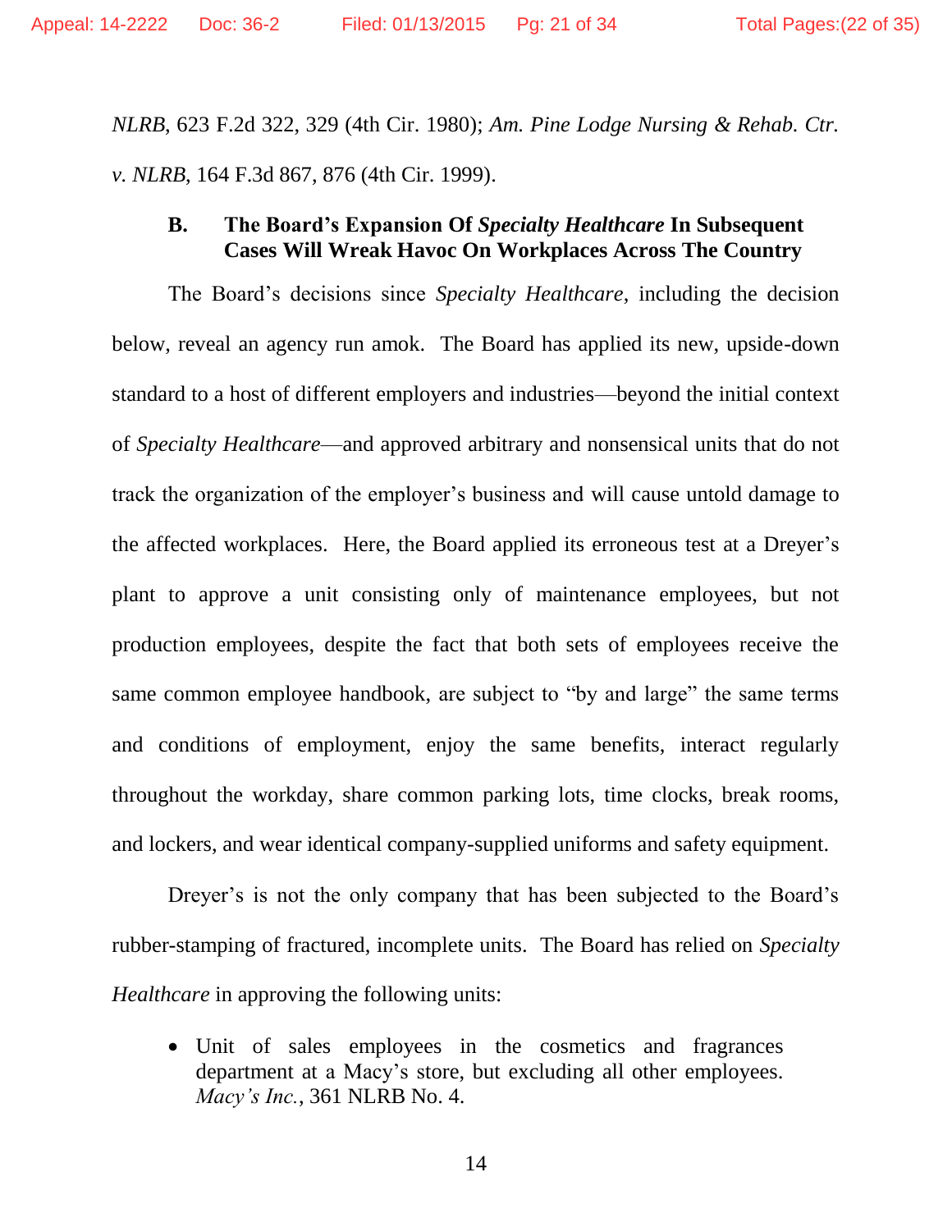*NLRB*, 623 F.2d 322, 329 (4th Cir. 1980); *Am. Pine Lodge Nursing & Rehab. Ctr. v. NLRB*, 164 F.3d 867, 876 (4th Cir. 1999).

### B. The Board's Expansion Of *Specialty Healthcare* In Subsequent Cases Will Wreak Havoc On Workplaces Across The Country

The Board's decisions since *Specialty Healthcare*, including the decision below, reveal an agency run amok. The Board has applied its new, upside-down standard to a host of different employers and industries—beyond the initial context of *Specialty Healthcare*—and approved arbitrary and nonsensical units that do not track the organization of the employer's business and will cause untold damage to the affected workplaces. Here, the Board applied its erroneous test at a Dreyer's plant to approve a unit consisting only of maintenance employees, but not production employees, despite the fact that both sets of employees receive the same common employee handbook, are subject to "by and large" the same terms and conditions of employment, enjoy the same benefits, interact regularly throughout the workday, share common parking lots, time clocks, break rooms, and lockers, and wear identical company-supplied uniforms and safety equipment.

Dreyer's is not the only company that has been subjected to the Board's rubber-stamping of fractured, incomplete units. The Board has relied on *Specialty Healthcare* in approving the following units:

- Unit of sales employees in the cosmetics and fragrances department at a Macy's store, but excluding all other employees. *Macy's Inc.*, 361 NLRB No. 4.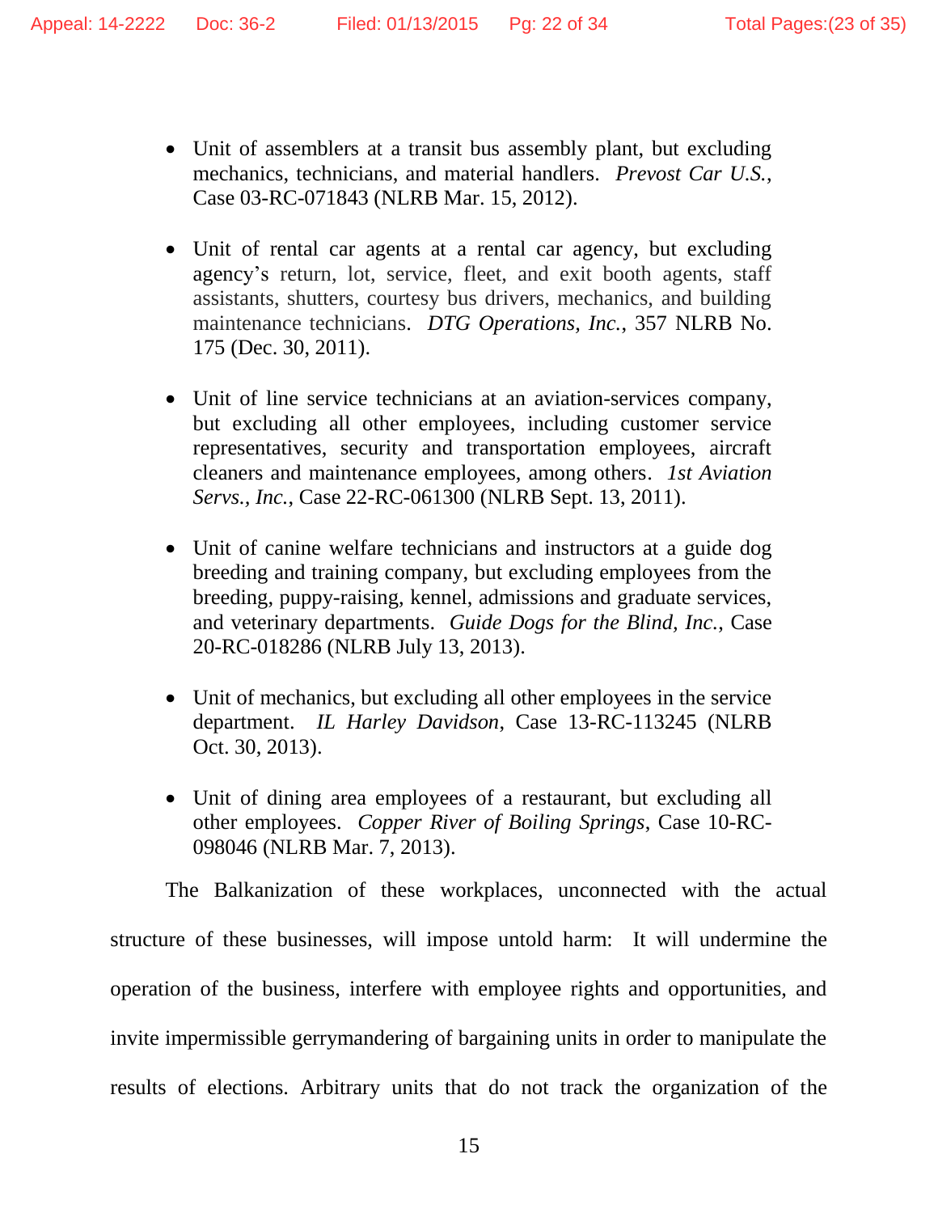- Unit of assemblers at a transit bus assembly plant, but excluding mechanics, technicians, and material handlers. *Prevost Car U.S.*, Case 03-RC-071843 (NLRB Mar. 15, 2012).

- Unit of rental car agents at a rental car agency, but excluding agency's return, lot, service, fleet, and exit booth agents, staff assistants, shutters, courtesy bus drivers, mechanics, and building maintenance technicians. *DTG Operations, Inc.*, 357 NLRB No. 175 (Dec. 30, 2011).

- Unit of line service technicians at an aviation-services company, but excluding all other employees, including customer service representatives, security and transportation employees, aircraft cleaners and maintenance employees, among others. *1st Aviation Servs., Inc.*, Case 22-RC-061300 (NLRB Sept. 13, 2011).

- Unit of canine welfare technicians and instructors at a guide dog breeding and training company, but excluding employees from the breeding, puppy-raising, kennel, admissions and graduate services, and veterinary departments. *Guide Dogs for the Blind, Inc.*, Case 20-RC-018286 (NLRB July 13, 2013).

- Unit of mechanics, but excluding all other employees in the service department. *IL Harley Davidson*, Case 13-RC-113245 (NLRB Oct. 30, 2013).

- Unit of dining area employees of a restaurant, but excluding all other employees. *Copper River of Boiling Springs*, Case 10-RC-098046 (NLRB Mar. 7, 2013).

The Balkanization of these workplaces, unconnected with the actual structure of these businesses, will impose untold harm: It will undermine the operation of the business, interfere with employee rights and opportunities, and invite impermissible gerrymandering of bargaining units in order to manipulate the results of elections. Arbitrary units that do not track the organization of the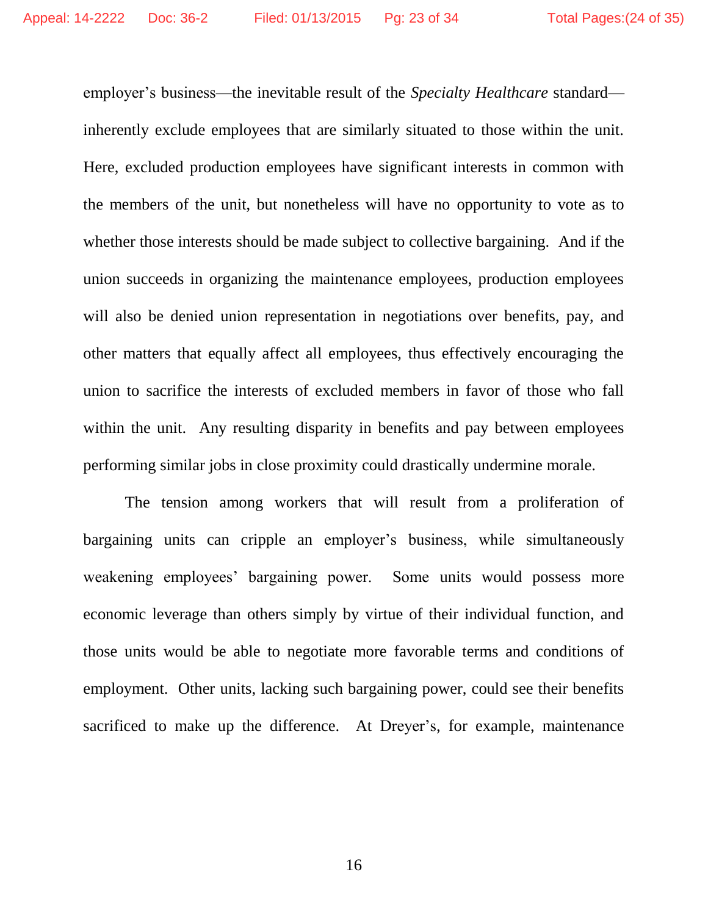employer's business—the inevitable result of the *Specialty Healthcare* standard—inherently exclude employees that are similarly situated to those within the unit. Here, excluded production employees have significant interests in common with the members of the unit, but nonetheless will have no opportunity to vote as to whether those interests should be made subject to collective bargaining. And if the union succeeds in organizing the maintenance employees, production employees will also be denied union representation in negotiations over benefits, pay, and other matters that equally affect all employees, thus effectively encouraging the union to sacrifice the interests of excluded members in favor of those who fall within the unit. Any resulting disparity in benefits and pay between employees performing similar jobs in close proximity could drastically undermine morale.

The tension among workers that will result from a proliferation of bargaining units can cripple an employer's business, while simultaneously weakening employees' bargaining power. Some units would possess more economic leverage than others simply by virtue of their individual function, and those units would be able to negotiate more favorable terms and conditions of employment. Other units, lacking such bargaining power, could see their benefits sacrificed to make up the difference. At Dreyer's, for example, maintenance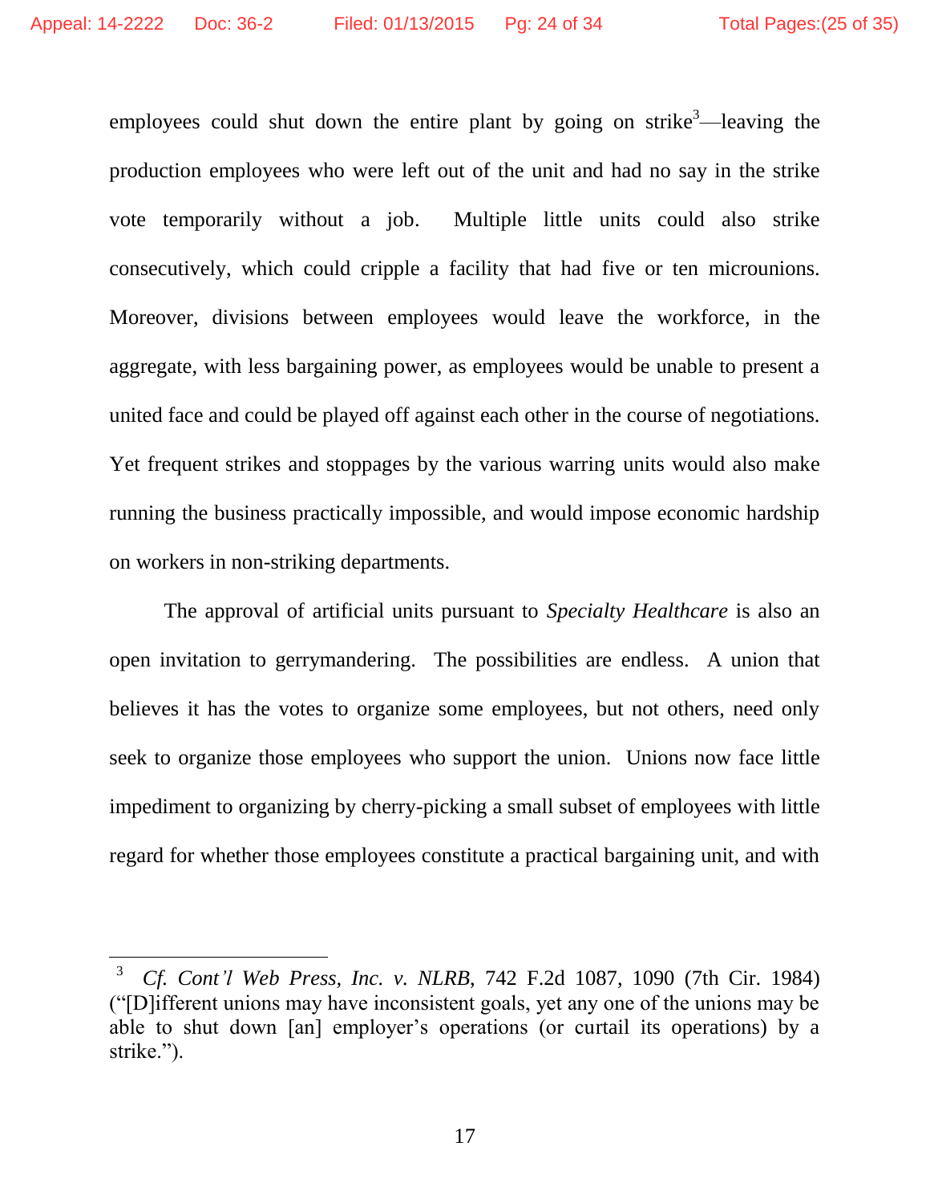employees could shut down the entire plant by going on strike[3]—leaving the production employees who were left out of the unit and had no say in the strike vote temporarily without a job. Multiple little units could also strike consecutively, which could cripple a facility that had five or ten microunions. Moreover, divisions between employees would leave the workforce, in the aggregate, with less bargaining power, as employees would be unable to present a united face and could be played off against each other in the course of negotiations. Yet frequent strikes and stoppages by the various warring units would also make running the business practically impossible, and would impose economic hardship on workers in non-striking departments.

The approval of artificial units pursuant to *Specialty Healthcare* is also an open invitation to gerrymandering. The possibilities are endless. A union that believes it has the votes to organize some employees, but not others, need only seek to organize those employees who support the union. Unions now face little impediment to organizing by cherry-picking a small subset of employees with little regard for whether those employees constitute a practical bargaining unit, and with

---

[3] *Cf. Cont'l Web Press, Inc. v. NLRB*, 742 F.2d 1087, 1090 (7th Cir. 1984) ("[D]ifferent unions may have inconsistent goals, yet any one of the unions may be able to shut down [an] employer's operations (or curtail its operations) by a strike.").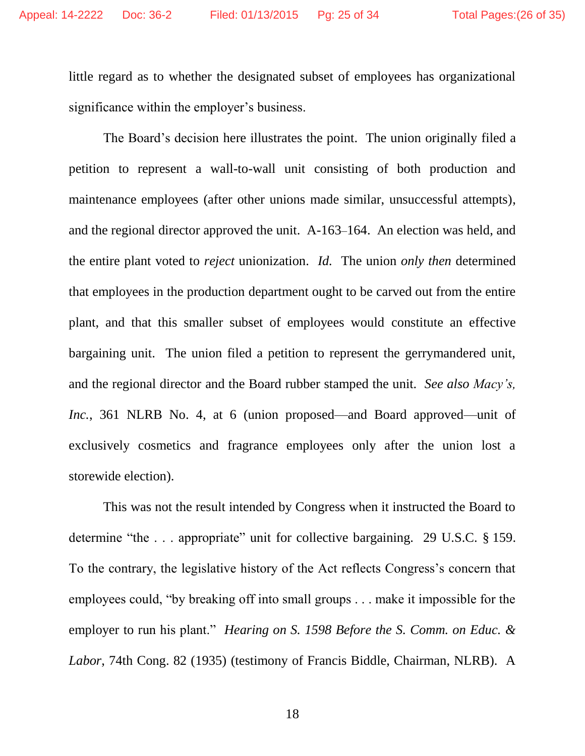little regard as to whether the designated subset of employees has organizational significance within the employer's business.

The Board's decision here illustrates the point. The union originally filed a petition to represent a wall-to-wall unit consisting of both production and maintenance employees (after other unions made similar, unsuccessful attempts), and the regional director approved the unit. A-163–164. An election was held, and the entire plant voted to *reject* unionization. *Id.* The union *only then* determined that employees in the production department ought to be carved out from the entire plant, and that this smaller subset of employees would constitute an effective bargaining unit. The union filed a petition to represent the gerrymandered unit, and the regional director and the Board rubber stamped the unit. *See also Macy's, Inc.*, 361 NLRB No. 4, at 6 (union proposed—and Board approved—unit of exclusively cosmetics and fragrance employees only after the union lost a storewide election).

This was not the result intended by Congress when it instructed the Board to determine "the . . . appropriate" unit for collective bargaining. 29 U.S.C. § 159. To the contrary, the legislative history of the Act reflects Congress's concern that employees could, "by breaking off into small groups . . . make it impossible for the employer to run his plant." *Hearing on S. 1598 Before the S. Comm. on Educ. & Labor*, 74th Cong. 82 (1935) (testimony of Francis Biddle, Chairman, NLRB). A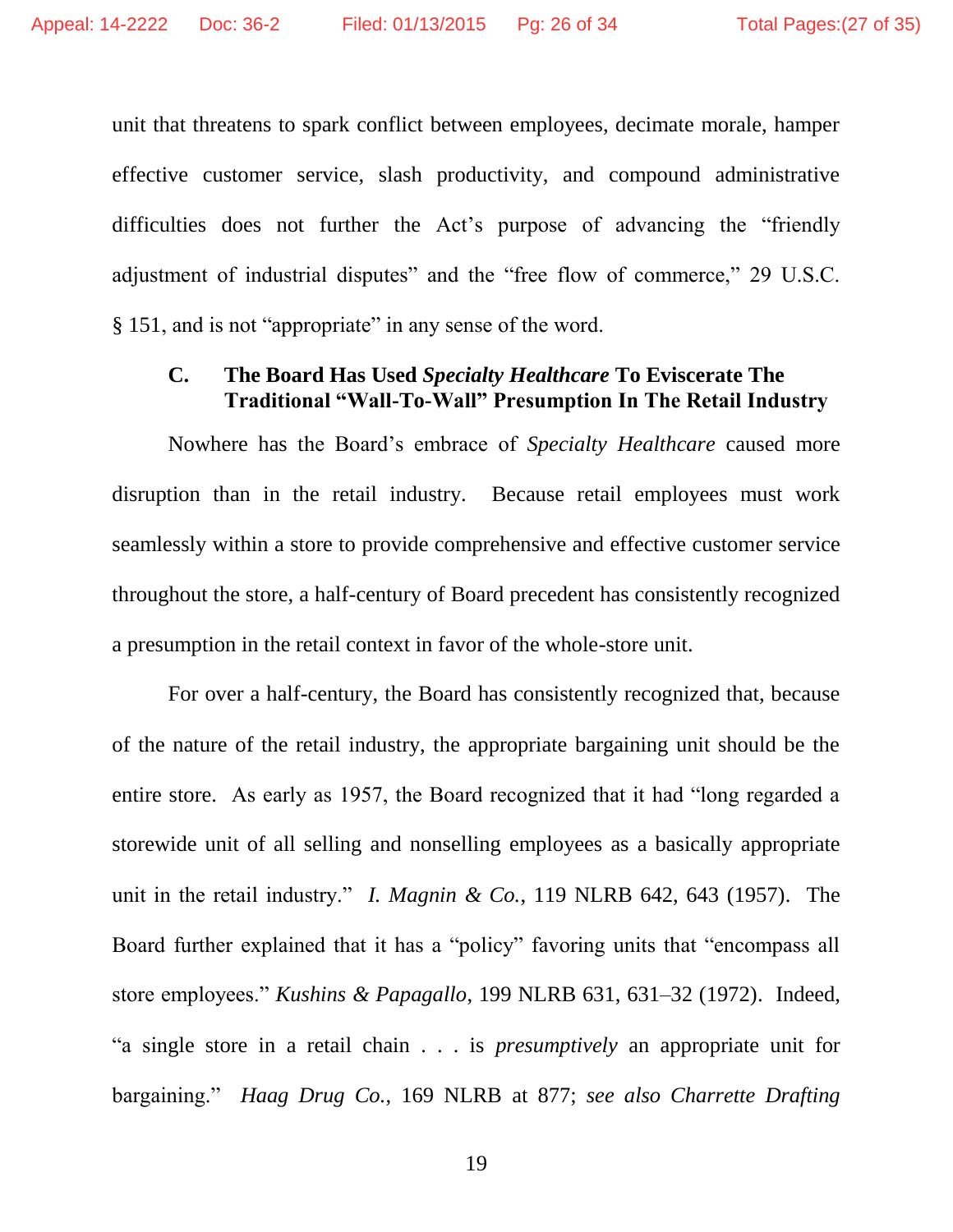unit that threatens to spark conflict between employees, decimate morale, hamper effective customer service, slash productivity, and compound administrative difficulties does not further the Act's purpose of advancing the "friendly adjustment of industrial disputes" and the "free flow of commerce," 29 U.S.C. § 151, and is not "appropriate" in any sense of the word.

### C. The Board Has Used *Specialty Healthcare* To Eviscerate The Traditional "Wall-To-Wall" Presumption In The Retail Industry

Nowhere has the Board's embrace of *Specialty Healthcare* caused more disruption than in the retail industry. Because retail employees must work seamlessly within a store to provide comprehensive and effective customer service throughout the store, a half-century of Board precedent has consistently recognized a presumption in the retail context in favor of the whole-store unit.

For over a half-century, the Board has consistently recognized that, because of the nature of the retail industry, the appropriate bargaining unit should be the entire store. As early as 1957, the Board recognized that it had "long regarded a storewide unit of all selling and nonselling employees as a basically appropriate unit in the retail industry." *I. Magnin & Co.*, 119 NLRB 642, 643 (1957). The Board further explained that it has a "policy" favoring units that "encompass all store employees." *Kushins & Papagallo*, 199 NLRB 631, 631–32 (1972). Indeed, "a single store in a retail chain . . . is *presumptively* an appropriate unit for bargaining." *Haag Drug Co.*, 169 NLRB at 877; *see also Charrette Drafting*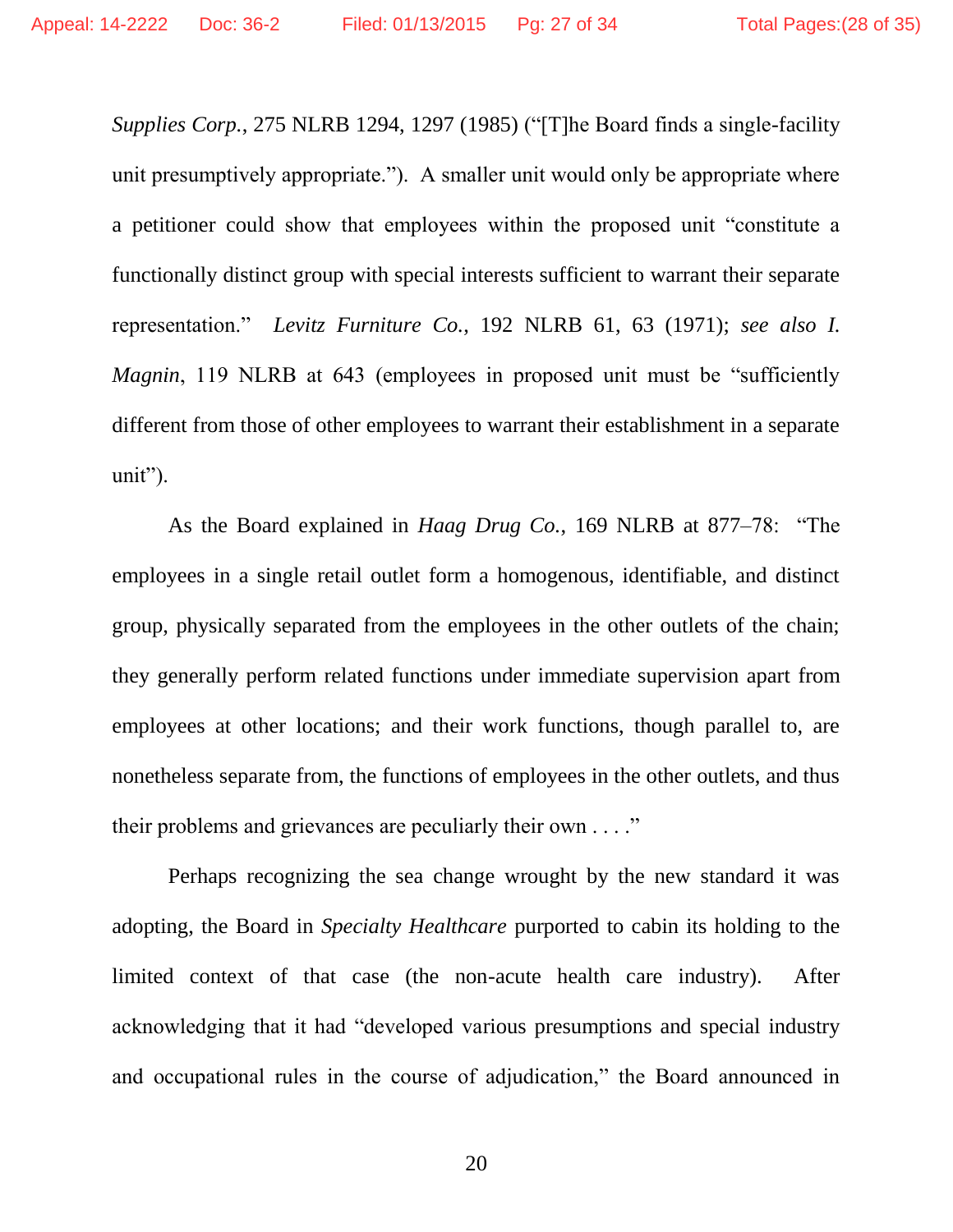*Supplies Corp.*, 275 NLRB 1294, 1297 (1985) ("[T]he Board finds a single-facility unit presumptively appropriate."). A smaller unit would only be appropriate where a petitioner could show that employees within the proposed unit "constitute a functionally distinct group with special interests sufficient to warrant their separate representation." *Levitz Furniture Co.*, 192 NLRB 61, 63 (1971); *see also I. Magnin*, 119 NLRB at 643 (employees in proposed unit must be "sufficiently different from those of other employees to warrant their establishment in a separate unit").

As the Board explained in *Haag Drug Co.*, 169 NLRB at 877–78: "The employees in a single retail outlet form a homogenous, identifiable, and distinct group, physically separated from the employees in the other outlets of the chain; they generally perform related functions under immediate supervision apart from employees at other locations; and their work functions, though parallel to, are nonetheless separate from, the functions of employees in the other outlets, and thus their problems and grievances are peculiarly their own . . . ."

Perhaps recognizing the sea change wrought by the new standard it was adopting, the Board in *Specialty Healthcare* purported to cabin its holding to the limited context of that case (the non-acute health care industry). After acknowledging that it had "developed various presumptions and special industry and occupational rules in the course of adjudication," the Board announced in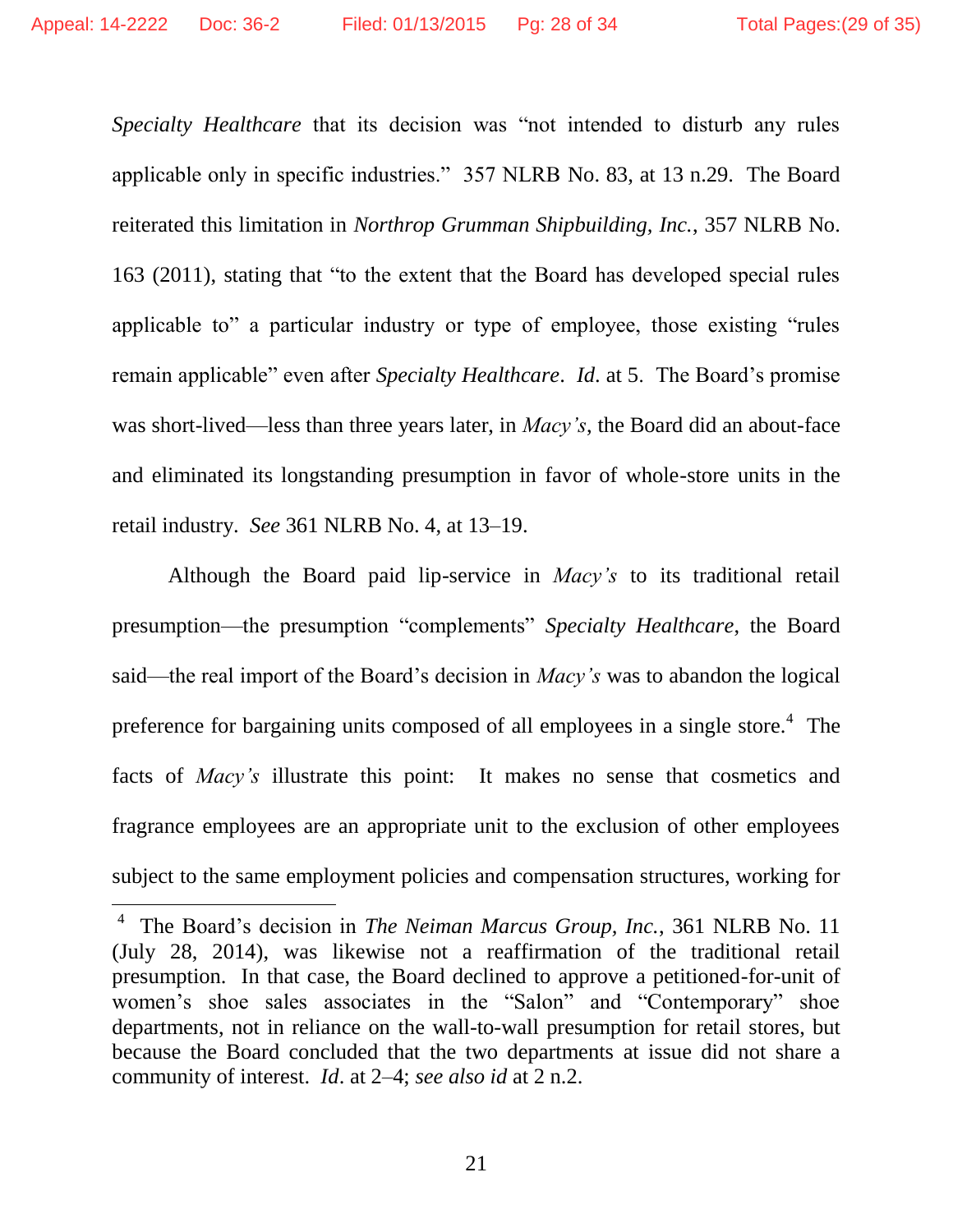*Specialty Healthcare* that its decision was "not intended to disturb any rules applicable only in specific industries." 357 NLRB No. 83, at 13 n.29. The Board reiterated this limitation in *Northrop Grumman Shipbuilding, Inc.*, 357 NLRB No. 163 (2011), stating that "to the extent that the Board has developed special rules applicable to" a particular industry or type of employee, those existing "rules remain applicable" even after *Specialty Healthcare*. *Id*. at 5. The Board's promise was short-lived—less than three years later, in *Macy's*, the Board did an about-face and eliminated its longstanding presumption in favor of whole-store units in the retail industry. *See* 361 NLRB No. 4, at 13–19.

Although the Board paid lip-service in *Macy's* to its traditional retail presumption—the presumption "complements" *Specialty Healthcare*, the Board said—the real import of the Board's decision in *Macy's* was to abandon the logical preference for bargaining units composed of all employees in a single store.[4] The facts of *Macy's* illustrate this point: It makes no sense that cosmetics and fragrance employees are an appropriate unit to the exclusion of other employees subject to the same employment policies and compensation structures, working for

---

[4] The Board's decision in *The Neiman Marcus Group, Inc.*, 361 NLRB No. 11 (July 28, 2014), was likewise not a reaffirmation of the traditional retail presumption. In that case, the Board declined to approve a petitioned-for-unit of women's shoe sales associates in the "Salon" and "Contemporary" shoe departments, not in reliance on the wall-to-wall presumption for retail stores, but because the Board concluded that the two departments at issue did not share a community of interest. *Id*. at 2–4; *see also id* at 2 n.2.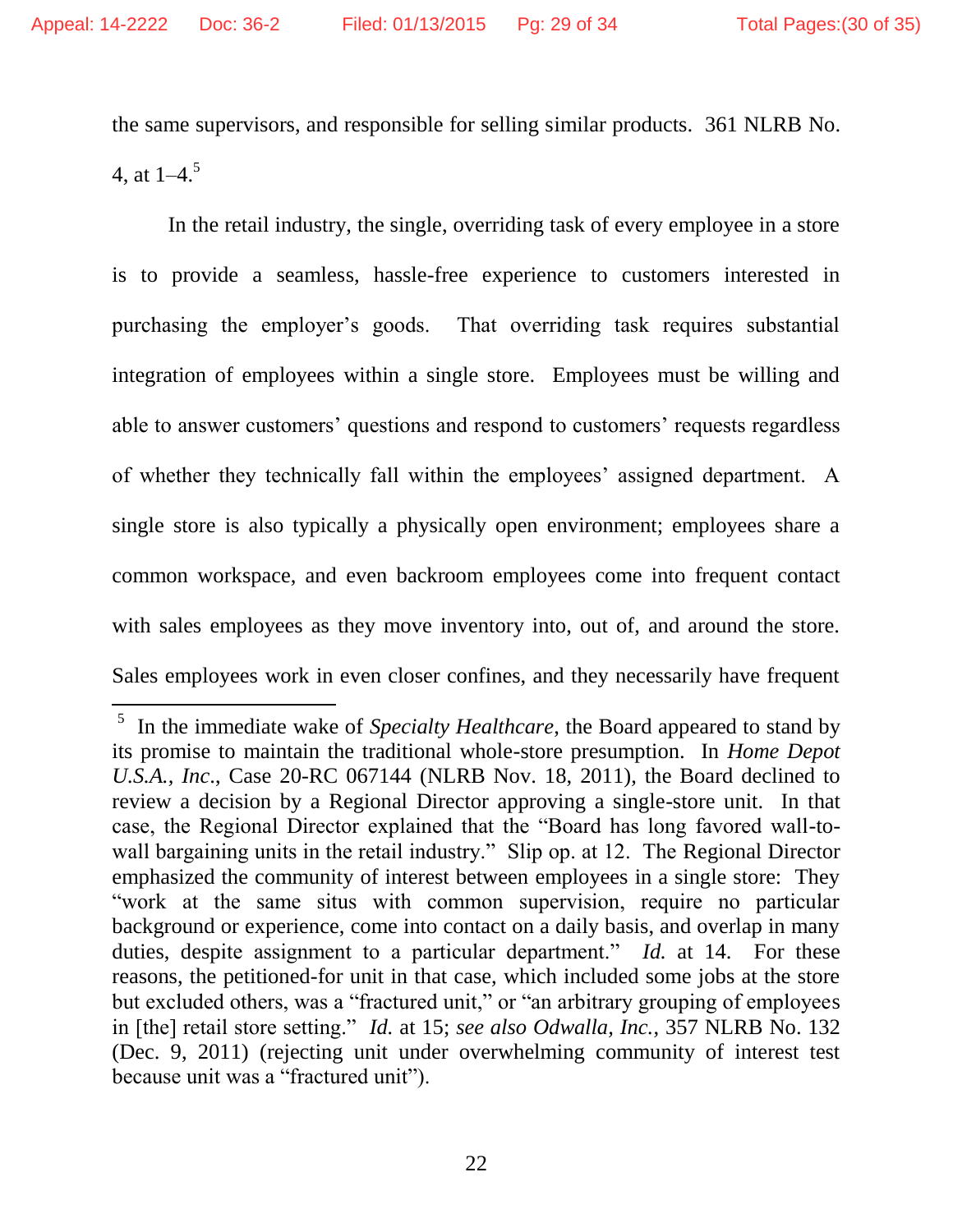the same supervisors, and responsible for selling similar products. 361 NLRB No. 4, at 1–4.[5]

In the retail industry, the single, overriding task of every employee in a store is to provide a seamless, hassle-free experience to customers interested in purchasing the employer's goods. That overriding task requires substantial integration of employees within a single store. Employees must be willing and able to answer customers' questions and respond to customers' requests regardless of whether they technically fall within the employees' assigned department. A single store is also typically a physically open environment; employees share a common workspace, and even backroom employees come into frequent contact with sales employees as they move inventory into, out of, and around the store. Sales employees work in even closer confines, and they necessarily have frequent

---

[5] In the immediate wake of *Specialty Healthcare*, the Board appeared to stand by its promise to maintain the traditional whole-store presumption. In *Home Depot U.S.A., Inc.*, Case 20-RC 067144 (NLRB Nov. 18, 2011), the Board declined to review a decision by a Regional Director approving a single-store unit. In that case, the Regional Director explained that the "Board has long favored wall-to-wall bargaining units in the retail industry." Slip op. at 12. The Regional Director emphasized the community of interest between employees in a single store: They "work at the same situs with common supervision, require no particular background or experience, come into contact on a daily basis, and overlap in many duties, despite assignment to a particular department." *Id.* at 14. For these reasons, the petitioned-for unit in that case, which included some jobs at the store but excluded others, was a "fractured unit," or "an arbitrary grouping of employees in [the] retail store setting." *Id.* at 15; *see also Odwalla, Inc.*, 357 NLRB No. 132 (Dec. 9, 2011) (rejecting unit under overwhelming community of interest test because unit was a "fractured unit").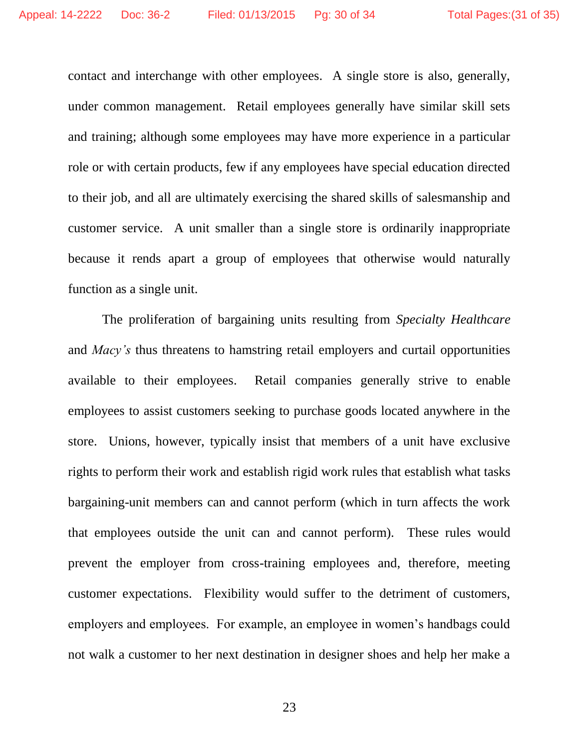contact and interchange with other employees. A single store is also, generally, under common management. Retail employees generally have similar skill sets and training; although some employees may have more experience in a particular role or with certain products, few if any employees have special education directed to their job, and all are ultimately exercising the shared skills of salesmanship and customer service. A unit smaller than a single store is ordinarily inappropriate because it rends apart a group of employees that otherwise would naturally function as a single unit.

The proliferation of bargaining units resulting from *Specialty Healthcare* and *Macy's* thus threatens to hamstring retail employers and curtail opportunities available to their employees. Retail companies generally strive to enable employees to assist customers seeking to purchase goods located anywhere in the store. Unions, however, typically insist that members of a unit have exclusive rights to perform their work and establish rigid work rules that establish what tasks bargaining-unit members can and cannot perform (which in turn affects the work that employees outside the unit can and cannot perform). These rules would prevent the employer from cross-training employees and, therefore, meeting customer expectations. Flexibility would suffer to the detriment of customers, employers and employees. For example, an employee in women's handbags could not walk a customer to her next destination in designer shoes and help her make a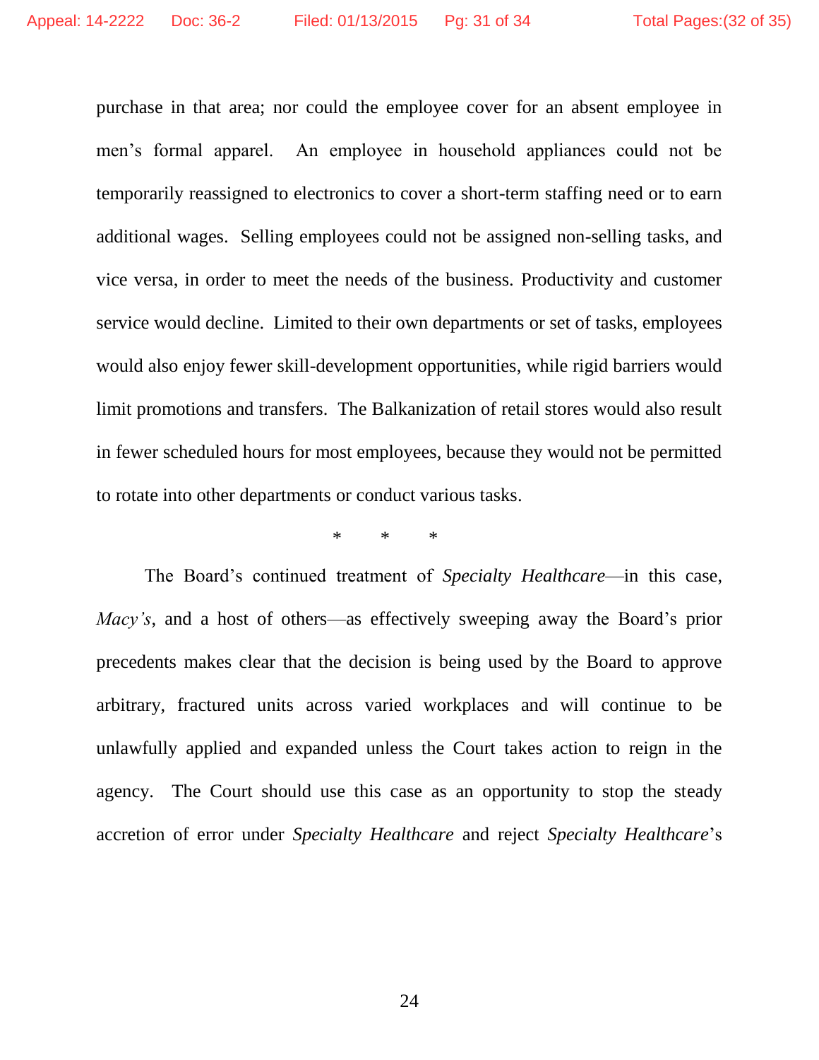purchase in that area; nor could the employee cover for an absent employee in men's formal apparel. An employee in household appliances could not be temporarily reassigned to electronics to cover a short-term staffing need or to earn additional wages. Selling employees could not be assigned non-selling tasks, and vice versa, in order to meet the needs of the business. Productivity and customer service would decline. Limited to their own departments or set of tasks, employees would also enjoy fewer skill-development opportunities, while rigid barriers would limit promotions and transfers. The Balkanization of retail stores would also result in fewer scheduled hours for most employees, because they would not be permitted to rotate into other departments or conduct various tasks.

\* \* \*

The Board's continued treatment of *Specialty Healthcare*—in this case, *Macy's*, and a host of others—as effectively sweeping away the Board's prior precedents makes clear that the decision is being used by the Board to approve arbitrary, fractured units across varied workplaces and will continue to be unlawfully applied and expanded unless the Court takes action to reign in the agency. The Court should use this case as an opportunity to stop the steady accretion of error under *Specialty Healthcare* and reject *Specialty Healthcare*'s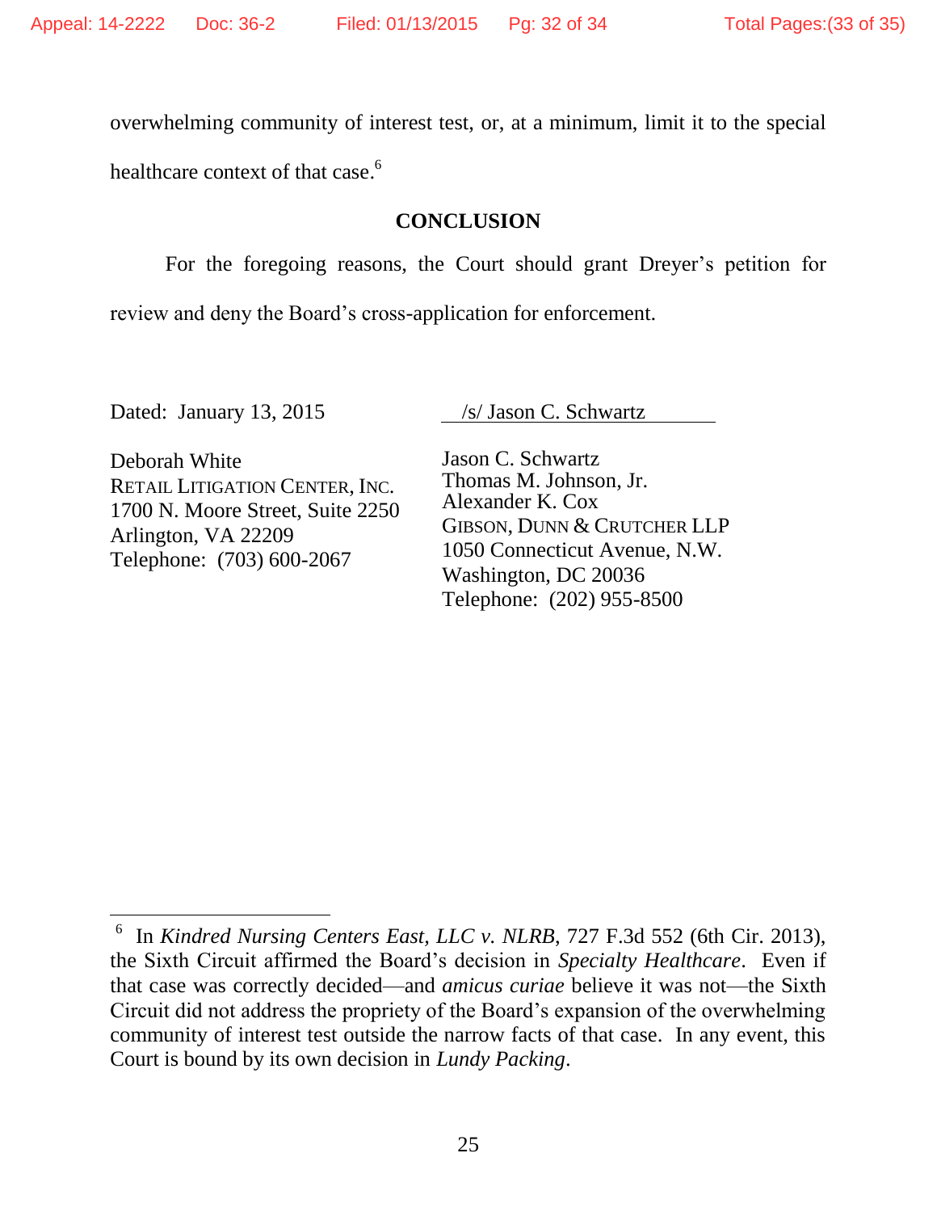overwhelming community of interest test, or, at a minimum, limit it to the special healthcare context of that case.[6]

## CONCLUSION

For the foregoing reasons, the Court should grant Dreyer's petition for review and deny the Board's cross-application for enforcement.

Dated: January 13, 2015

/s/ Jason C. Schwartz

Jason C. Schwartz
Thomas M. Johnson, Jr.
Alexander K. Cox
GIBSON, DUNN & CRUTCHER LLP
1050 Connecticut Avenue, N.W.
Washington, DC 20036
Telephone: (202) 955-8500

Deborah White
RETAIL LITIGATION CENTER, INC.
1700 N. Moore Street, Suite 2250
Arlington, VA 22209
Telephone: (703) 600-2067

---

[6] In *Kindred Nursing Centers East, LLC v. NLRB*, 727 F.3d 552 (6th Cir. 2013), the Sixth Circuit affirmed the Board's decision in *Specialty Healthcare*. Even if that case was correctly decided—and *amicus curiae* believe it was not—the Sixth Circuit did not address the propriety of the Board's expansion of the overwhelming community of interest test outside the narrow facts of that case. In any event, this Court is bound by its own decision in *Lundy Packing*.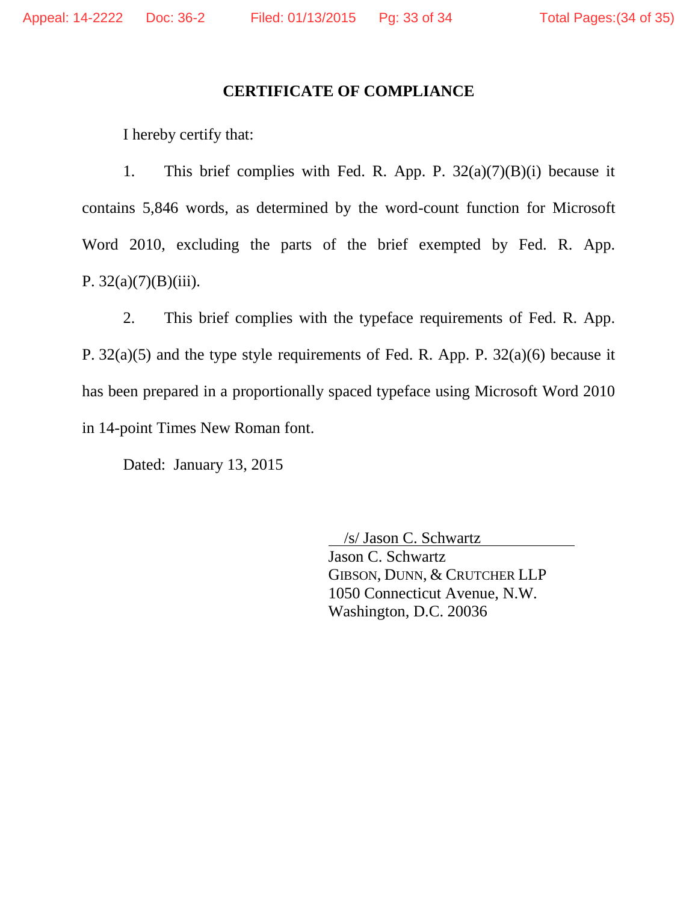# CERTIFICATE OF COMPLIANCE

I hereby certify that:

1. This brief complies with Fed. R. App. P. 32(a)(7)(B)(i) because it contains 5,846 words, as determined by the word-count function for Microsoft Word 2010, excluding the parts of the brief exempted by Fed. R. App. P. 32(a)(7)(B)(iii).

2. This brief complies with the typeface requirements of Fed. R. App. P. 32(a)(5) and the type style requirements of Fed. R. App. P. 32(a)(6) because it has been prepared in a proportionally spaced typeface using Microsoft Word 2010 in 14-point Times New Roman font.

Dated: January 13, 2015

/s/ Jason C. Schwartz
Jason C. Schwartz
GIBSON, DUNN, & CRUTCHER LLP
1050 Connecticut Avenue, N.W.
Washington, D.C. 20036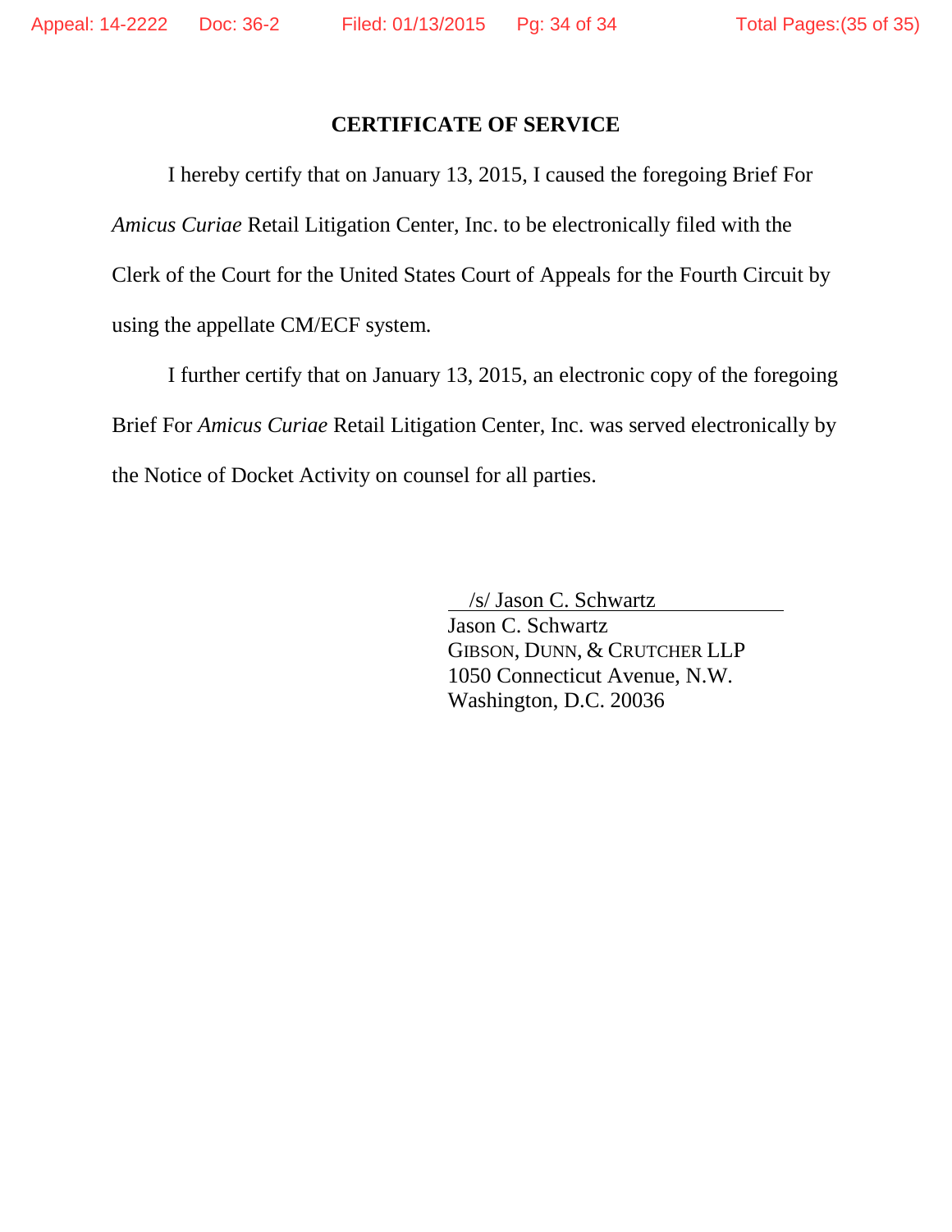## CERTIFICATE OF SERVICE

I hereby certify that on January 13, 2015, I caused the foregoing Brief For *Amicus Curiae* Retail Litigation Center, Inc. to be electronically filed with the Clerk of the Court for the United States Court of Appeals for the Fourth Circuit by using the appellate CM/ECF system.

I further certify that on January 13, 2015, an electronic copy of the foregoing Brief For *Amicus Curiae* Retail Litigation Center, Inc. was served electronically by the Notice of Docket Activity on counsel for all parties.

/s/ Jason C. Schwartz
Jason C. Schwartz
GIBSON, DUNN, & CRUTCHER LLP
1050 Connecticut Avenue, N.W.
Washington, D.C. 20036